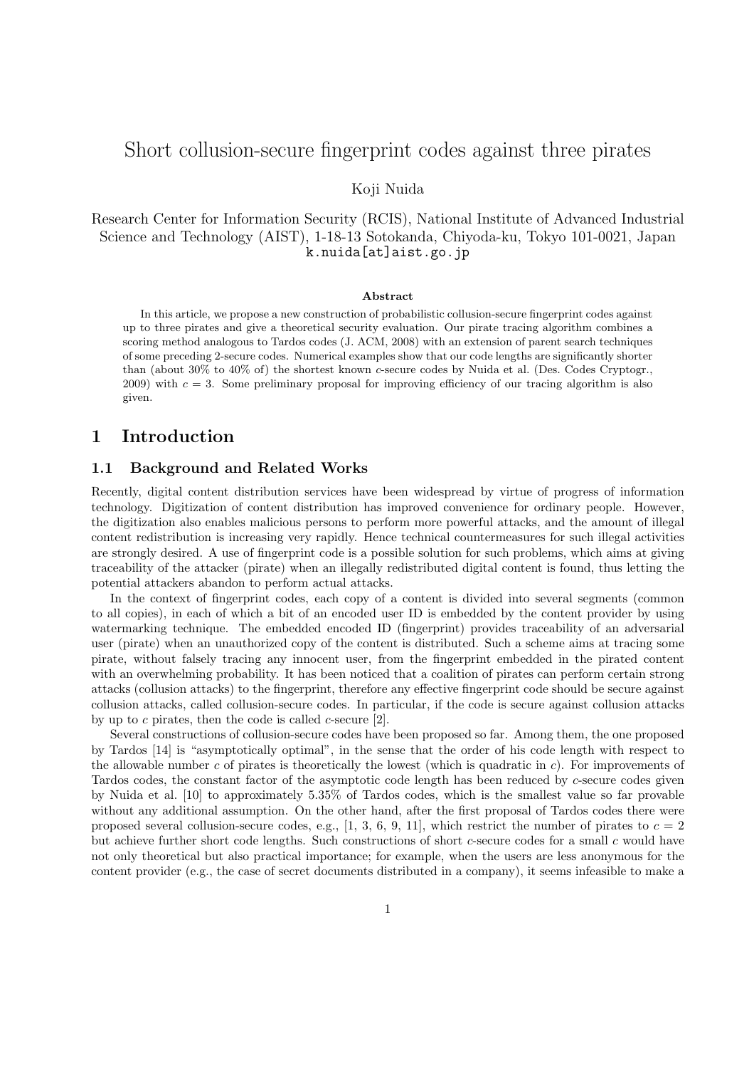# Short collusion-secure fingerprint codes against three pirates

Koji Nuida

Research Center for Information Security (RCIS), National Institute of Advanced Industrial Science and Technology (AIST), 1-18-13 Sotokanda, Chiyoda-ku, Tokyo 101-0021, Japan
k.nuida[at]aist.go.jp

**Abstract**

In this article, we propose a new construction of probabilistic collusion-secure fingerprint codes against up to three pirates and give a theoretical security evaluation. Our pirate tracing algorithm combines a scoring method analogous to Tardos codes (J. ACM, 2008) with an extension of parent search techniques of some preceding 2-secure codes. Numerical examples show that our code lengths are significantly shorter than (about 30% to 40% of) the shortest known $c$-secure codes by Nuida et al. (Des. Codes Cryptogr., 2009) with $c = 3$. Some preliminary proposal for improving efficiency of our tracing algorithm is also given.

## 1 Introduction

### 1.1 Background and Related Works

Recently, digital content distribution services have been widespread by virtue of progress of information technology. Digitization of content distribution has improved convenience for ordinary people. However, the digitization also enables malicious persons to perform more powerful attacks, and the amount of illegal content redistribution is increasing very rapidly. Hence technical countermeasures for such illegal activities are strongly desired. A use of fingerprint code is a possible solution for such problems, which aims at giving traceability of the attacker (pirate) when an illegally redistributed digital content is found, thus letting the potential attackers abandon to perform actual attacks.

In the context of fingerprint codes, each copy of a content is divided into several segments (common to all copies), in each of which a bit of an encoded user ID is embedded by the content provider by using watermarking technique. The embedded encoded ID (fingerprint) provides traceability of an adversarial user (pirate) when an unauthorized copy of the content is distributed. Such a scheme aims at tracing some pirate, without falsely tracing any innocent user, from the fingerprint embedded in the pirated content with an overwhelming probability. It has been noticed that a coalition of pirates can perform certain strong attacks (collusion attacks) to the fingerprint, therefore any effective fingerprint code should be secure against collusion attacks, called collusion-secure codes. In particular, if the code is secure against collusion attacks by up to $c$ pirates, then the code is called $c$-secure [2].

Several constructions of collusion-secure codes have been proposed so far. Among them, the one proposed by Tardos [14] is "asymptotically optimal", in the sense that the order of his code length with respect to the allowable number $c$ of pirates is theoretically the lowest (which is quadratic in $c$). For improvements of Tardos codes, the constant factor of the asymptotic code length has been reduced by $c$-secure codes given by Nuida et al. [10] to approximately 5.35% of Tardos codes, which is the smallest value so far provable without any additional assumption. On the other hand, after the first proposal of Tardos codes there were proposed several collusion-secure codes, e.g., [1, 3, 6, 9, 11], which restrict the number of pirates to $c = 2$ but achieve further short code lengths. Such constructions of short $c$-secure codes for a small $c$ would have not only theoretical but also practical importance; for example, when the users are less anonymous for the content provider (e.g., the case of secret documents distributed in a company), it seems infeasible to make a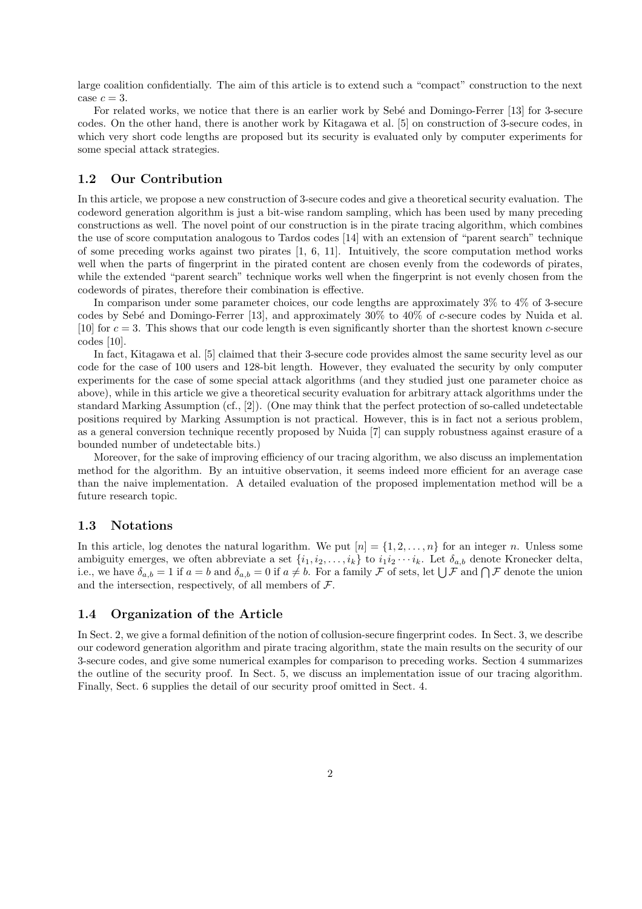large coalition confidentially. The aim of this article is to extend such a "compact" construction to the next case $c = 3$.

For related works, we notice that there is an earlier work by Sebé and Domingo-Ferrer [13] for 3-secure codes. On the other hand, there is another work by Kitagawa et al. [5] on construction of 3-secure codes, in which very short code lengths are proposed but its security is evaluated only by computer experiments for some special attack strategies.

## 1.2 Our Contribution

In this article, we propose a new construction of 3-secure codes and give a theoretical security evaluation. The codeword generation algorithm is just a bit-wise random sampling, which has been used by many preceding constructions as well. The novel point of our construction is in the pirate tracing algorithm, which combines the use of score computation analogous to Tardos codes [14] with an extension of "parent search" technique of some preceding works against two pirates [1, 6, 11]. Intuitively, the score computation method works well when the parts of fingerprint in the pirated content are chosen evenly from the codewords of pirates, while the extended "parent search" technique works well when the fingerprint is not evenly chosen from the codewords of pirates, therefore their combination is effective.

In comparison under some parameter choices, our code lengths are approximately 3% to 4% of 3-secure codes by Sebé and Domingo-Ferrer [13], and approximately 30% to 40% of $c$-secure codes by Nuida et al. [10] for $c = 3$. This shows that our code length is even significantly shorter than the shortest known $c$-secure codes [10].

In fact, Kitagawa et al. [5] claimed that their 3-secure code provides almost the same security level as our code for the case of 100 users and 128-bit length. However, they evaluated the security by only computer experiments for the case of some special attack algorithms (and they studied just one parameter choice as above), while in this article we give a theoretical security evaluation for arbitrary attack algorithms under the standard Marking Assumption (cf., [2]). (One may think that the perfect protection of so-called undetectable positions required by Marking Assumption is not practical. However, this is in fact not a serious problem, as a general conversion technique recently proposed by Nuida [7] can supply robustness against erasure of a bounded number of undetectable bits.)

Moreover, for the sake of improving efficiency of our tracing algorithm, we also discuss an implementation method for the algorithm. By an intuitive observation, it seems indeed more efficient for an average case than the naive implementation. A detailed evaluation of the proposed implementation method will be a future research topic.

## 1.3 Notations

In this article, log denotes the natural logarithm. We put $[n] = \{1, 2, \dots, n\}$ for an integer $n$. Unless some ambiguity emerges, we often abbreviate a set $\{i_1, i_2, \dots, i_k\}$ to $i_1 i_2 \cdots i_k$. Let $\delta_{a,b}$ denote Kronecker delta, i.e., we have $\delta_{a,b} = 1$ if $a = b$ and $\delta_{a,b} = 0$ if $a \neq b$. For a family $\mathcal{F}$ of sets, let $\bigcup \mathcal{F}$ and $\bigcap \mathcal{F}$ denote the union and the intersection, respectively, of all members of $\mathcal{F}$.

## 1.4 Organization of the Article

In Sect. 2, we give a formal definition of the notion of collusion-secure fingerprint codes. In Sect. 3, we describe our codeword generation algorithm and pirate tracing algorithm, state the main results on the security of our 3-secure codes, and give some numerical examples for comparison to preceding works. Section 4 summarizes the outline of the security proof. In Sect. 5, we discuss an implementation issue of our tracing algorithm. Finally, Sect. 6 supplies the detail of our security proof omitted in Sect. 4.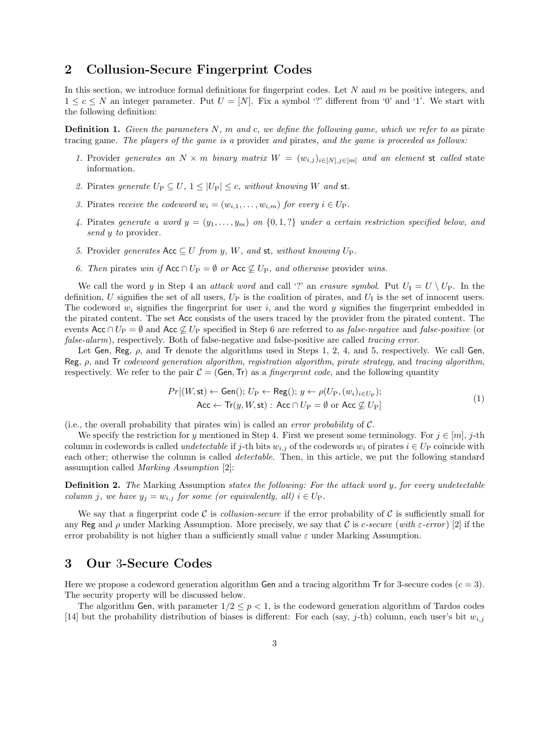## 2 Collusion-Secure Fingerprint Codes

In this section, we introduce formal definitions for fingerprint codes. Let $N$ and $m$ be positive integers, and $1 \leq c \leq N$ an integer parameter. Put $U = [N]$. Fix a symbol '?' different from '0' and '1'. We start with the following definition:

**Definition 1.** *Given the parameters $N$, $m$ and $c$, we define the following game, which we refer to as* pirate tracing game*. The players of the game is a* provider *and* pirates*, and the game is proceeded as follows:*

1. Provider *generates an $N \times m$ binary matrix $W = (w_{i,j})_{i \in [N], j \in [m]}$ and an element $\mathsf{st}$ called* state information*.*
2. Pirates *generate $U_{\mathrm{P}} \subseteq U$, $1 \leq |U_{\mathrm{P}}| \leq c$, without knowing $W$ and $\mathsf{st}$.*
3. Pirates *receive the codeword $w_i = (w_{i,1}, \dots, w_{i,m})$ for every $i \in U_{\mathrm{P}}$.*
4. Pirates *generate a word $y = (y_1, \dots, y_m)$ on $\{0, 1, ?\}$ under a certain restriction specified below, and send $y$ to* provider*.*
5. Provider *generates $\mathsf{Acc} \subseteq U$ from $y$, $W$, and $\mathsf{st}$, without knowing $U_{\mathrm{P}}$.*
6. *Then* pirates *win if $\mathsf{Acc} \cap U_{\mathrm{P}} = \emptyset$ or $\mathsf{Acc} \not\subseteq U_{\mathrm{P}}$, and otherwise* provider *wins.*

We call the word $y$ in Step 4 an *attack word* and call '?' an *erasure symbol*. Put $U_{\mathrm{I}} = U \setminus U_{\mathrm{P}}$. In the definition, $U$ signifies the set of all users, $U_{\mathrm{P}}$ is the coalition of pirates, and $U_{\mathrm{I}}$ is the set of innocent users. The codeword $w_i$ signifies the fingerprint for user $i$, and the word $y$ signifies the fingerprint embedded in the pirated content. The set $\mathsf{Acc}$ consists of the users traced by the provider from the pirated content. The events $\mathsf{Acc} \cap U_{\mathrm{P}} = \emptyset$ and $\mathsf{Acc} \not\subseteq U_{\mathrm{P}}$ specified in Step 6 are referred to as *false-negative* and *false-positive* (or *false-alarm*), respectively. Both of false-negative and false-positive are called *tracing error*.

Let $\mathsf{Gen}$, $\mathsf{Reg}$, $\rho$, and $\mathsf{Tr}$ denote the algorithms used in Steps 1, 2, 4, and 5, respectively. We call $\mathsf{Gen}$, $\mathsf{Reg}$, $\rho$, and $\mathsf{Tr}$ *codeword generation algorithm*, *registration algorithm*, *pirate strategy*, and *tracing algorithm*, respectively. We refer to the pair $\mathcal{C} = (\mathsf{Gen}, \mathsf{Tr})$ as a *fingerprint code*, and the following quantity

$$
\begin{aligned}
Pr[(W, \mathsf{st}) \leftarrow \mathsf{Gen}();\, U_{\mathrm{P}} \leftarrow \mathsf{Reg}();\, y \leftarrow \rho(U_{\mathrm{P}}, (w_i)_{i \in U_{\mathrm{P}}});& \\
\mathsf{Acc} \leftarrow \mathsf{Tr}(y, W, \mathsf{st}) : \mathsf{Acc} \cap U_{\mathrm{P}} = \emptyset \text{ or } \mathsf{Acc} \not\subseteq U_{\mathrm{P}}]&
\end{aligned}
\tag{1}
$$

(i.e., the overall probability that pirates win) is called an *error probability* of $\mathcal{C}$.

We specify the restriction for $y$ mentioned in Step 4. First we present some terminology. For $j \in [m]$, $j$-th column in codewords is called *undetectable* if $j$-th bits $w_{i,j}$ of the codewords $w_i$ of pirates $i \in U_{\mathrm{P}}$ coincide with each other; otherwise the column is called *detectable*. Then, in this article, we put the following standard assumption called *Marking Assumption* [2]:

**Definition 2.** *The* Marking Assumption *states the following: For the attack word $y$, for every undetectable column $j$, we have $y_j = w_{i,j}$ for some (or equivalently, all) $i \in U_{\mathrm{P}}$.*

We say that a fingerprint code $\mathcal{C}$ is *collusion-secure* if the error probability of $\mathcal{C}$ is sufficiently small for any $\mathsf{Reg}$ and $\rho$ under Marking Assumption. More precisely, we say that $\mathcal{C}$ is *$c$-secure* (*with $\varepsilon$-error*) [2] if the error probability is not higher than a sufficiently small value $\varepsilon$ under Marking Assumption.

## 3 Our 3-Secure Codes

Here we propose a codeword generation algorithm $\mathsf{Gen}$ and a tracing algorithm $\mathsf{Tr}$ for 3-secure codes ($c = 3$). The security property will be discussed below.

The algorithm $\mathsf{Gen}$, with parameter $1/2 \leq p < 1$, is the codeword generation algorithm of Tardos codes [14] but the probability distribution of biases is different: For each (say, $j$-th) column, each user's bit $w_{i,j}$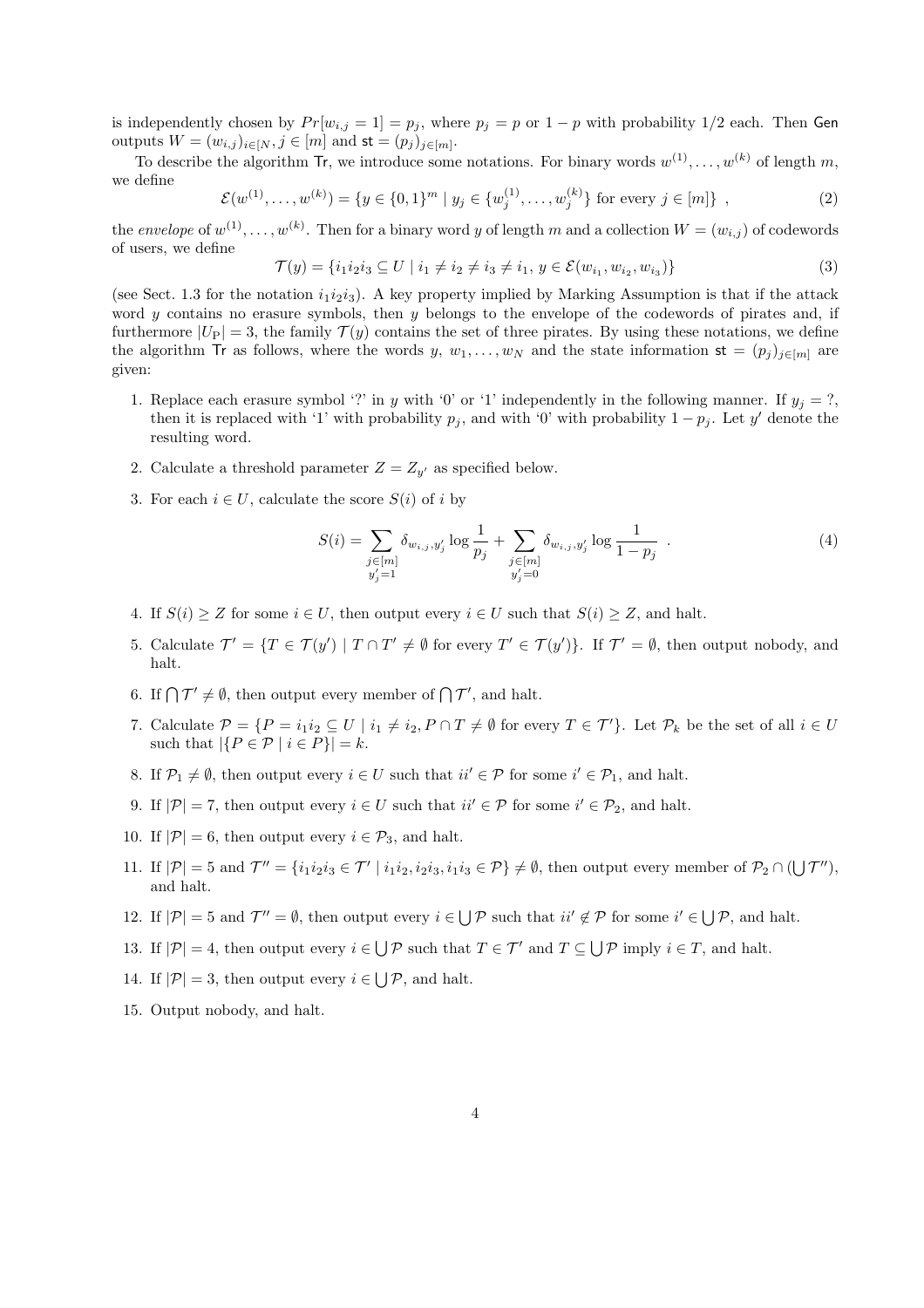is independently chosen by $Pr[w_{i,j} = 1] = p_j$, where $p_j = p$ or $1 - p$ with probability 1/2 each. Then $\mathsf{Gen}$ outputs $W = (w_{i,j})_{i \in [N, j \in [m]}$ and $\mathsf{st} = (p_j)_{j \in [m]}$.

To describe the algorithm $\mathsf{Tr}$, we introduce some notations. For binary words $w^{(1)}, \dots, w^{(k)}$ of length $m$, we define

$$\mathcal{E}(w^{(1)}, \dots, w^{(k)}) = \{y \in \{0,1\}^m \mid y_j \in \{w_j^{(1)}, \dots, w_j^{(k)}\} \text{ for every } j \in [m]\} \ , \tag{2}$$

the *envelope* of $w^{(1)}, \dots, w^{(k)}$. Then for a binary word $y$ of length $m$ and a collection $W = (w_{i,j})$ of codewords of users, we define

$$\mathcal{T}(y) = \{i_1 i_2 i_3 \subseteq U \mid i_1 \neq i_2 \neq i_3 \neq i_1, \, y \in \mathcal{E}(w_{i_1}, w_{i_2}, w_{i_3})\} \tag{3}$$

(see Sect. 1.3 for the notation $i_1 i_2 i_3$). A key property implied by Marking Assumption is that if the attack word $y$ contains no erasure symbols, then $y$ belongs to the envelope of the codewords of pirates and, if furthermore $|U_{\mathrm{P}}| = 3$, the family $\mathcal{T}(y)$ contains the set of three pirates. By using these notations, we define the algorithm $\mathsf{Tr}$ as follows, where the words $y, w_1, \dots, w_N$ and the state information $\mathsf{st} = (p_j)_{j \in [m]}$ are given:

1. Replace each erasure symbol '?' in $y$ with '0' or '1' independently in the following manner. If $y_j = ?$, then it is replaced with '1' with probability $p_j$, and with '0' with probability $1 - p_j$. Let $y'$ denote the resulting word.
2. Calculate a threshold parameter $Z = Z_{y'}$ as specified below.
3. For each $i \in U$, calculate the score $S(i)$ of $i$ by
$$S(i) = \sum_{\substack{j \in [m] \\ y'_j = 1}} \delta_{w_{i,j}, y'_j} \log \frac{1}{p_j} + \sum_{\substack{j \in [m] \\ y'_j = 0}} \delta_{w_{i,j}, y'_j} \log \frac{1}{1 - p_j} \ . \tag{4}$$
4. If $S(i) \geq Z$ for some $i \in U$, then output every $i \in U$ such that $S(i) \geq Z$, and halt.
5. Calculate $\mathcal{T}' = \{T \in \mathcal{T}(y') \mid T \cap T' \neq \emptyset \text{ for every } T' \in \mathcal{T}(y')\}$. If $\mathcal{T}' = \emptyset$, then output nobody, and halt.
6. If $\bigcap \mathcal{T}' \neq \emptyset$, then output every member of $\bigcap \mathcal{T}'$, and halt.
7. Calculate $\mathcal{P} = \{P = i_1 i_2 \subseteq U \mid i_1 \neq i_2, P \cap T \neq \emptyset \text{ for every } T \in \mathcal{T}'\}$. Let $\mathcal{P}_k$ be the set of all $i \in U$ such that $|\{P \in \mathcal{P} \mid i \in P\}| = k$.
8. If $\mathcal{P}_1 \neq \emptyset$, then output every $i \in U$ such that $ii' \in \mathcal{P}$ for some $i' \in \mathcal{P}_1$, and halt.
9. If $|\mathcal{P}| = 7$, then output every $i \in U$ such that $ii' \in \mathcal{P}$ for some $i' \in \mathcal{P}_2$, and halt.
10. If $|\mathcal{P}| = 6$, then output every $i \in \mathcal{P}_3$, and halt.
11. If $|\mathcal{P}| = 5$ and $\mathcal{T}'' = \{i_1 i_2 i_3 \in \mathcal{T}' \mid i_1 i_2, i_2 i_3, i_1 i_3 \in \mathcal{P}\} \neq \emptyset$, then output every member of $\mathcal{P}_2 \cap (\bigcup \mathcal{T}'')$, and halt.
12. If $|\mathcal{P}| = 5$ and $\mathcal{T}'' = \emptyset$, then output every $i \in \bigcup \mathcal{P}$ such that $ii' \notin \mathcal{P}$ for some $i' \in \bigcup \mathcal{P}$, and halt.
13. If $|\mathcal{P}| = 4$, then output every $i \in \bigcup \mathcal{P}$ such that $T \in \mathcal{T}'$ and $T \subseteq \bigcup \mathcal{P}$ imply $i \in T$, and halt.
14. If $|\mathcal{P}| = 3$, then output every $i \in \bigcup \mathcal{P}$, and halt.
15. Output nobody, and halt.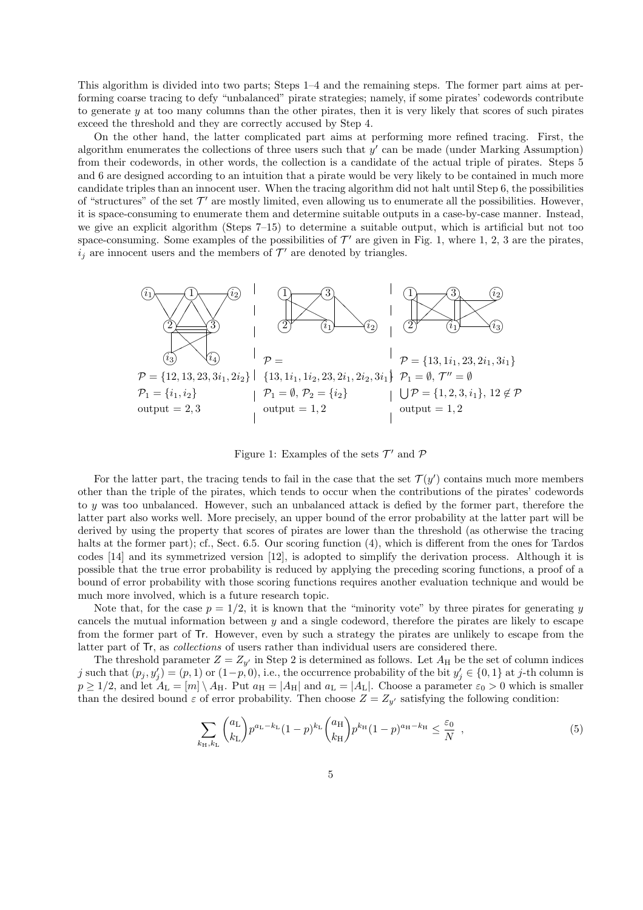This algorithm is divided into two parts; Steps 1–4 and the remaining steps. The former part aims at performing coarse tracing to defy "unbalanced" pirate strategies; namely, if some pirates' codewords contribute to generate $y$ at too many columns than the other pirates, then it is very likely that scores of such pirates exceed the threshold and they are correctly accused by Step 4.

On the other hand, the latter complicated part aims at performing more refined tracing. First, the algorithm enumerates the collections of three users such that $y'$ can be made (under Marking Assumption) from their codewords, in other words, the collection is a candidate of the actual triple of pirates. Steps 5 and 6 are designed according to an intuition that a pirate would be very likely to be contained in much more candidate triples than an innocent user. When the tracing algorithm did not halt until Step 6, the possibilities of "structures" of the set $\mathcal{T}'$ are mostly limited, even allowing us to enumerate all the possibilities. However, it is space-consuming to enumerate them and determine suitable outputs in a case-by-case manner. Instead, we give an explicit algorithm (Steps 7–15) to determine a suitable output, which is artificial but not too space-consuming. Some examples of the possibilities of $\mathcal{T}'$ are given in Fig. 1, where 1, 2, 3 are the pirates, $i_j$ are innocent users and the members of $\mathcal{T}'$ are denoted by triangles.

$\mathcal{P} = \{12, 13, 23, 3i_1, 2i_2\}$
$\mathcal{P}_1 = \{i_1, i_2\}$
output $= 2, 3$

$\mathcal{P} = \{13, 1i_1, 1i_2, 23, 2i_1, 2i_2, 3i_1\}$
$\mathcal{P}_1 = \emptyset$, $\mathcal{P}_2 = \{i_2\}$
output $= 1, 2$

$\mathcal{P} = \{13, 1i_1, 23, 2i_1, 3i_1\}$
$\mathcal{P}_1 = \emptyset$, $\mathcal{T}'' = \emptyset$
$\bigcup \mathcal{P} = \{1, 2, 3, i_1\}$, $12 \notin \mathcal{P}$
output $= 1, 2$

Figure 1: Examples of the sets $\mathcal{T}'$ and $\mathcal{P}$

For the latter part, the tracing tends to fail in the case that the set $\mathcal{T}(y')$ contains much more members other than the triple of the pirates, which tends to occur when the contributions of the pirates' codewords to $y$ was too unbalanced. However, such an unbalanced attack is defied by the former part, therefore the latter part also works well. More precisely, an upper bound of the error probability at the latter part will be derived by using the property that scores of pirates are lower than the threshold (as otherwise the tracing halts at the former part); cf., Sect. 6.5. Our scoring function (4), which is different from the ones for Tardos codes [14] and its symmetrized version [12], is adopted to simplify the derivation process. Although it is possible that the true error probability is reduced by applying the preceding scoring functions, a proof of a bound of error probability with those scoring functions requires another evaluation technique and would be much more involved, which is a future research topic.

Note that, for the case $p = 1/2$, it is known that the "minority vote" by three pirates for generating $y$ cancels the mutual information between $y$ and a single codeword, therefore the pirates are likely to escape from the former part of $\mathsf{Tr}$. However, even by such a strategy the pirates are unlikely to escape from the latter part of $\mathsf{Tr}$, as *collections* of users rather than individual users are considered there.

The threshold parameter $Z = Z_{y'}$ in Step 2 is determined as follows. Let $A_{\mathrm{H}}$ be the set of column indices $j$ such that $(p_j, y'_j) = (p, 1)$ or $(1-p, 0)$, i.e., the occurrence probability of the bit $y'_j \in \{0, 1\}$ at $j$-th column is $p \geq 1/2$, and let $A_{\mathrm{L}} = [m] \setminus A_{\mathrm{H}}$. Put $a_{\mathrm{H}} = |A_{\mathrm{H}}|$ and $a_{\mathrm{L}} = |A_{\mathrm{L}}|$. Choose a parameter $\varepsilon_0 > 0$ which is smaller than the desired bound $\varepsilon$ of error probability. Then choose $Z = Z_{y'}$ satisfying the following condition:

$$\sum_{k_{\mathrm{H}}, k_{\mathrm{L}}} \binom{a_{\mathrm{L}}}{k_{\mathrm{L}}} p^{a_{\mathrm{L}} - k_{\mathrm{L}}} (1-p)^{k_{\mathrm{L}}} \binom{a_{\mathrm{H}}}{k_{\mathrm{H}}} p^{k_{\mathrm{H}}} (1-p)^{a_{\mathrm{H}} - k_{\mathrm{H}}} \leq \frac{\varepsilon_0}{N} \ , \tag{5}$$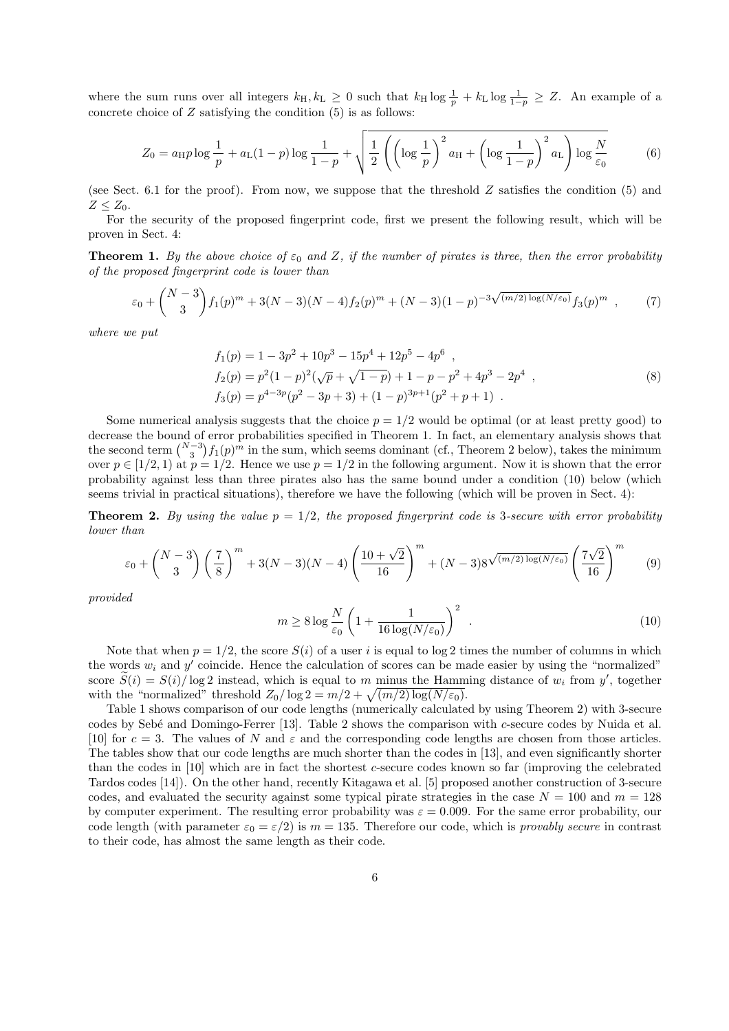where the sum runs over all integers $k_{\mathrm{H}}, k_{\mathrm{L}} \geq 0$ such that $k_{\mathrm{H}} \log \frac{1}{p} + k_{\mathrm{L}} \log \frac{1}{1-p} \geq Z$. An example of a concrete choice of $Z$ satisfying the condition (5) is as follows:

$$Z_0 = a_{\mathrm{H}} p \log \frac{1}{p} + a_{\mathrm{L}} (1-p) \log \frac{1}{1-p} + \sqrt{\frac{1}{2} \left( \left( \log \frac{1}{p} \right)^2 a_{\mathrm{H}} + \left( \log \frac{1}{1-p} \right)^2 a_{\mathrm{L}} \right) \log \frac{N}{\varepsilon_0}} \tag{6}$$

(see Sect. 6.1 for the proof). From now, we suppose that the threshold $Z$ satisfies the condition (5) and $Z \leq Z_0$.

For the security of the proposed fingerprint code, first we present the following result, which will be proven in Sect. 4:

**Theorem 1.** *By the above choice of $\varepsilon_0$ and $Z$, if the number of pirates is three, then the error probability of the proposed fingerprint code is lower than*

$$\varepsilon_0 + \binom{N-3}{3} f_1(p)^m + 3(N-3)(N-4) f_2(p)^m + (N-3)(1-p)^{-3\sqrt{(m/2)\log(N/\varepsilon_0)}} f_3(p)^m \ , \tag{7}$$

*where we put*

$$\begin{aligned} f_1(p) &= 1 - 3p^2 + 10p^3 - 15p^4 + 12p^5 - 4p^6 \ , \\ f_2(p) &= p^2(1-p)^2(\sqrt{p} + \sqrt{1-p}) + 1 - p - p^2 + 4p^3 - 2p^4 \ , \\ f_3(p) &= p^{4-3p}(p^2 - 3p + 3) + (1-p)^{3p+1}(p^2 + p + 1) \ . \end{aligned} \tag{8}$$

Some numerical analysis suggests that the choice $p = 1/2$ would be optimal (or at least pretty good) to decrease the bound of error probabilities specified in Theorem 1. In fact, an elementary analysis shows that the second term $\binom{N-3}{3} f_1(p)^m$ in the sum, which seems dominant (cf., Theorem 2 below), takes the minimum over $p \in [1/2, 1)$ at $p = 1/2$. Hence we use $p = 1/2$ in the following argument. Now it is shown that the error probability against less than three pirates also has the same bound under a condition (10) below (which seems trivial in practical situations), therefore we have the following (which will be proven in Sect. 4):

**Theorem 2.** *By using the value $p = 1/2$, the proposed fingerprint code is 3-secure with error probability lower than*

$$\varepsilon_0 + \binom{N-3}{3} \left( \frac{7}{8} \right)^m + 3(N-3)(N-4) \left( \frac{10 + \sqrt{2}}{16} \right)^m + (N-3) 8^{\sqrt{(m/2)\log(N/\varepsilon_0)}} \left( \frac{7\sqrt{2}}{16} \right)^m \tag{9}$$

*provided*

$$m \geq 8 \log \frac{N}{\varepsilon_0} \left( 1 + \frac{1}{16 \log(N/\varepsilon_0)} \right)^2 \ . \tag{10}$$

Note that when $p = 1/2$, the score $S(i)$ of a user $i$ is equal to $\log 2$ times the number of columns in which the words $w_i$ and $y'$ coincide. Hence the calculation of scores can be made easier by using the "normalized" score $\widetilde{S}(i) = S(i)/\log 2$ instead, which is equal to $m$ minus the Hamming distance of $w_i$ from $y'$, together with the "normalized" threshold $Z_0/\log 2 = m/2 + \sqrt{(m/2)\log(N/\varepsilon_0)}$.

Table 1 shows comparison of our code lengths (numerically calculated by using Theorem 2) with 3-secure codes by Sebé and Domingo-Ferrer [13]. Table 2 shows the comparison with $c$-secure codes by Nuida et al. [10] for $c = 3$. The values of $N$ and $\varepsilon$ and the corresponding code lengths are chosen from those articles. The tables show that our code lengths are much shorter than the codes in [13], and even significantly shorter than the codes in [10] which are in fact the shortest $c$-secure codes known so far (improving the celebrated Tardos codes [14]). On the other hand, recently Kitagawa et al. [5] proposed another construction of 3-secure codes, and evaluated the security against some typical pirate strategies in the case $N = 100$ and $m = 128$ by computer experiment. The resulting error probability was $\varepsilon = 0.009$. For the same error probability, our code length (with parameter $\varepsilon_0 = \varepsilon/2$) is $m = 135$. Therefore our code, which is *provably secure* in contrast to their code, has almost the same length as their code.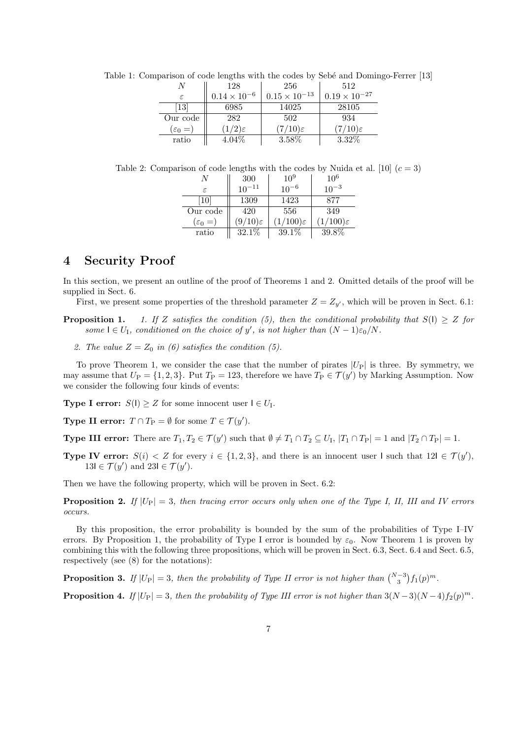Table 1: Comparison of code lengths with the codes by Sebé and Domingo-Ferrer [13]

| $N$ | 128 | 256 | 512 |
|---|---|---|---|
| $\varepsilon$ | $0.14 \times 10^{-6}$ | $0.15 \times 10^{-13}$ | $0.19 \times 10^{-27}$ |
| [13] | 6985 | 14025 | 28105 |
| Our code | 282 | 502 | 934 |
| $(\varepsilon_0 =)$ | $(1/2)\varepsilon$ | $(7/10)\varepsilon$ | $(7/10)\varepsilon$ |
| ratio | 4.04% | 3.58% | 3.32% |

Table 2: Comparison of code lengths with the codes by Nuida et al. [10] ($c = 3$)

| $N$ | 300 | $10^9$ | $10^6$ |
|---|---|---|---|
| $\varepsilon$ | $10^{-11}$ | $10^{-6}$ | $10^{-3}$ |
| [10] | 1309 | 1423 | 877 |
| Our code | 420 | 556 | 349 |
| $(\varepsilon_0 =)$ | $(9/10)\varepsilon$ | $(1/100)\varepsilon$ | $(1/100)\varepsilon$ |
| ratio | 32.1% | 39.1% | 39.8% |

# 4 Security Proof

In this section, we present an outline of the proof of Theorems 1 and 2. Omitted details of the proof will be supplied in Sect. 6.

First, we present some properties of the threshold parameter $Z = Z_{y'}$, which will be proven in Sect. 6.1:

**Proposition 1.** *1. If $Z$ satisfies the condition (5), then the conditional probability that $S(\mathsf{I}) \geq Z$ for some $\mathsf{I} \in U_{\mathrm{I}}$, conditioned on the choice of $y'$, is not higher than $(N-1)\varepsilon_0/N$.*

*2. The value $Z = Z_0$ in (6) satisfies the condition (5).*

To prove Theorem 1, we consider the case that the number of pirates $|U_{\mathrm{P}}|$ is three. By symmetry, we may assume that $U_{\mathrm{P}} = \{1, 2, 3\}$. Put $T_{\mathrm{P}} = 123$, therefore we have $T_{\mathrm{P}} \in \mathcal{T}(y')$ by Marking Assumption. Now we consider the following four kinds of events:

**Type I error:** $S(\mathsf{I}) \geq Z$ for some innocent user $\mathsf{I} \in U_{\mathrm{I}}$.

**Type II error:** $T \cap T_{\mathrm{P}} = \emptyset$ for some $T \in \mathcal{T}(y')$.

**Type III error:** There are $T_1, T_2 \in \mathcal{T}(y')$ such that $\emptyset \neq T_1 \cap T_2 \subseteq U_{\mathrm{I}}$, $|T_1 \cap T_{\mathrm{P}}| = 1$ and $|T_2 \cap T_{\mathrm{P}}| = 1$.

**Type IV error:** $S(i) < Z$ for every $i \in \{1, 2, 3\}$, and there is an innocent user $\mathsf{I}$ such that $12\mathsf{I} \in \mathcal{T}(y')$, $13\mathsf{I} \in \mathcal{T}(y')$ and $23\mathsf{I} \in \mathcal{T}(y')$.

Then we have the following property, which will be proven in Sect. 6.2:

**Proposition 2.** *If $|U_{\mathrm{P}}| = 3$, then tracing error occurs only when one of the Type I, II, III and IV errors occurs.*

By this proposition, the error probability is bounded by the sum of the probabilities of Type I–IV errors. By Proposition 1, the probability of Type I error is bounded by $\varepsilon_0$. Now Theorem 1 is proven by combining this with the following three propositions, which will be proven in Sect. 6.3, Sect. 6.4 and Sect. 6.5, respectively (see (8) for the notations):

**Proposition 3.** *If $|U_{\mathrm{P}}| = 3$, then the probability of Type II error is not higher than $\binom{N-3}{3} f_1(p)^m$.*

**Proposition 4.** *If $|U_{\mathrm{P}}| = 3$, then the probability of Type III error is not higher than $3(N-3)(N-4)f_2(p)^m$.*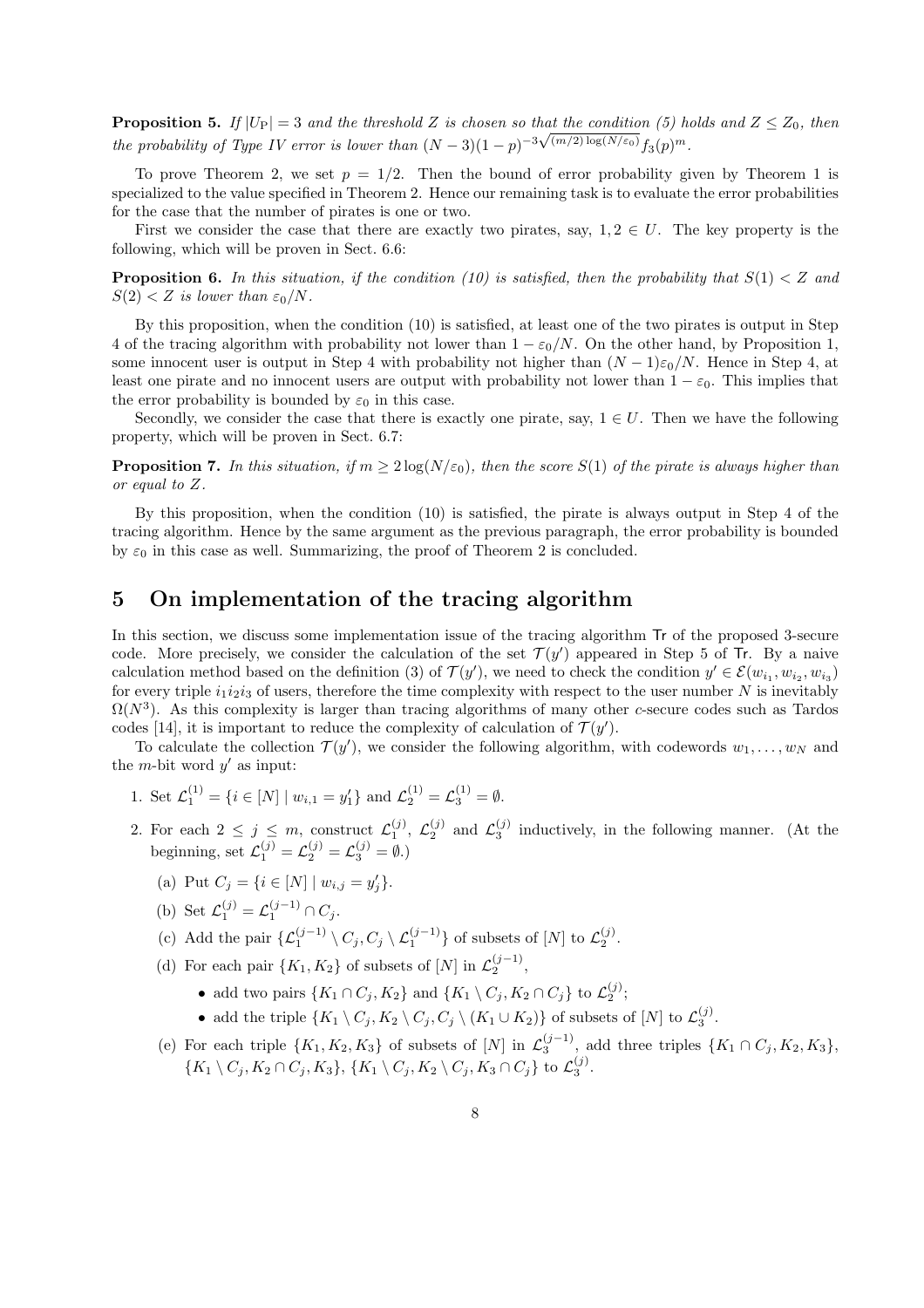**Proposition 5.** *If $|U_{\mathrm{P}}| = 3$ and the threshold $Z$ is chosen so that the condition (5) holds and $Z \leq Z_0$, then the probability of Type IV error is lower than $(N-3)(1-p)^{-3\sqrt{(m/2)\log(N/\varepsilon_0)}} f_3(p)^m$.*

To prove Theorem 2, we set $p = 1/2$. Then the bound of error probability given by Theorem 1 is specialized to the value specified in Theorem 2. Hence our remaining task is to evaluate the error probabilities for the case that the number of pirates is one or two.

First we consider the case that there are exactly two pirates, say, $1, 2 \in U$. The key property is the following, which will be proven in Sect. 6.6:

**Proposition 6.** *In this situation, if the condition (10) is satisfied, then the probability that $S(1) < Z$ and $S(2) < Z$ is lower than $\varepsilon_0/N$.*

By this proposition, when the condition (10) is satisfied, at least one of the two pirates is output in Step 4 of the tracing algorithm with probability not lower than $1 - \varepsilon_0/N$. On the other hand, by Proposition 1, some innocent user is output in Step 4 with probability not higher than $(N-1)\varepsilon_0/N$. Hence in Step 4, at least one pirate and no innocent users are output with probability not lower than $1 - \varepsilon_0$. This implies that the error probability is bounded by $\varepsilon_0$ in this case.

Secondly, we consider the case that there is exactly one pirate, say, $1 \in U$. Then we have the following property, which will be proven in Sect. 6.7:

**Proposition 7.** *In this situation, if $m \geq 2\log(N/\varepsilon_0)$, then the score $S(1)$ of the pirate is always higher than or equal to $Z$.*

By this proposition, when the condition (10) is satisfied, the pirate is always output in Step 4 of the tracing algorithm. Hence by the same argument as the previous paragraph, the error probability is bounded by $\varepsilon_0$ in this case as well. Summarizing, the proof of Theorem 2 is concluded.

## 5 On implementation of the tracing algorithm

In this section, we discuss some implementation issue of the tracing algorithm $\mathsf{Tr}$ of the proposed 3-secure code. More precisely, we consider the calculation of the set $\mathcal{T}(y')$ appeared in Step 5 of $\mathsf{Tr}$. By a naive calculation method based on the definition (3) of $\mathcal{T}(y')$, we need to check the condition $y' \in \mathcal{E}(w_{i_1}, w_{i_2}, w_{i_3})$ for every triple $i_1 i_2 i_3$ of users, therefore the time complexity with respect to the user number $N$ is inevitably $\Omega(N^3)$. As this complexity is larger than tracing algorithms of many other $c$-secure codes such as Tardos codes [14], it is important to reduce the complexity of calculation of $\mathcal{T}(y')$.

To calculate the collection $\mathcal{T}(y')$, we consider the following algorithm, with codewords $w_1, \dots, w_N$ and the $m$-bit word $y'$ as input:

1. Set $\mathcal{L}_1^{(1)} = \{i \in [N] \mid w_{i,1} = y'_1\}$ and $\mathcal{L}_2^{(1)} = \mathcal{L}_3^{(1)} = \emptyset$.
2. For each $2 \leq j \leq m$, construct $\mathcal{L}_1^{(j)}$, $\mathcal{L}_2^{(j)}$ and $\mathcal{L}_3^{(j)}$ inductively, in the following manner. (At the beginning, set $\mathcal{L}_1^{(j)} = \mathcal{L}_2^{(j)} = \mathcal{L}_3^{(j)} = \emptyset$.)
   (a) Put $C_j = \{i \in [N] \mid w_{i,j} = y'_j\}$.
   (b) Set $\mathcal{L}_1^{(j)} = \mathcal{L}_1^{(j-1)} \cap C_j$.
   (c) Add the pair $\{\mathcal{L}_1^{(j-1)} \setminus C_j, C_j \setminus \mathcal{L}_1^{(j-1)}\}$ of subsets of $[N]$ to $\mathcal{L}_2^{(j)}$.
   (d) For each pair $\{K_1, K_2\}$ of subsets of $[N]$ in $\mathcal{L}_2^{(j-1)}$,
      - add two pairs $\{K_1 \cap C_j, K_2\}$ and $\{K_1 \setminus C_j, K_2 \cap C_j\}$ to $\mathcal{L}_2^{(j)}$;
      - add the triple $\{K_1 \setminus C_j, K_2 \setminus C_j, C_j \setminus (K_1 \cup K_2)\}$ of subsets of $[N]$ to $\mathcal{L}_3^{(j)}$.
   (e) For each triple $\{K_1, K_2, K_3\}$ of subsets of $[N]$ in $\mathcal{L}_3^{(j-1)}$, add three triples $\{K_1 \cap C_j, K_2, K_3\}$, $\{K_1 \setminus C_j, K_2 \cap C_j, K_3\}$, $\{K_1 \setminus C_j, K_2 \setminus C_j, K_3 \cap C_j\}$ to $\mathcal{L}_3^{(j)}$.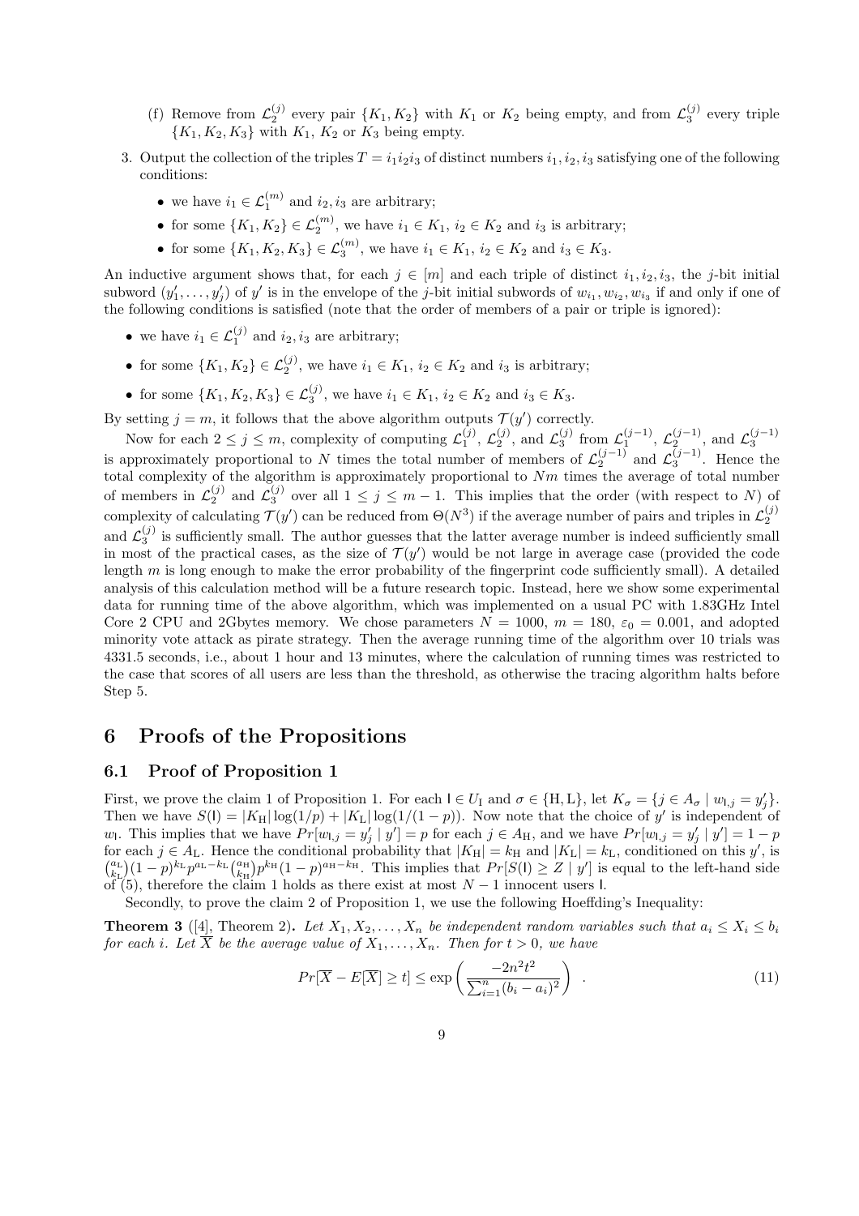(f) Remove from $\mathcal{L}_2^{(j)}$ every pair $\{K_1, K_2\}$ with $K_1$ or $K_2$ being empty, and from $\mathcal{L}_3^{(j)}$ every triple $\{K_1, K_2, K_3\}$ with $K_1$, $K_2$ or $K_3$ being empty.

3. Output the collection of the triples $T = i_1 i_2 i_3$ of distinct numbers $i_1, i_2, i_3$ satisfying one of the following conditions:
   - we have $i_1 \in \mathcal{L}_1^{(m)}$ and $i_2, i_3$ are arbitrary;
   - for some $\{K_1, K_2\} \in \mathcal{L}_2^{(m)}$, we have $i_1 \in K_1$, $i_2 \in K_2$ and $i_3$ is arbitrary;
   - for some $\{K_1, K_2, K_3\} \in \mathcal{L}_3^{(m)}$, we have $i_1 \in K_1$, $i_2 \in K_2$ and $i_3 \in K_3$.

An inductive argument shows that, for each $j \in [m]$ and each triple of distinct $i_1, i_2, i_3$, the $j$-bit initial subword $(y'_1, \dots, y'_j)$ of $y'$ is in the envelope of the $j$-bit initial subwords of $w_{i_1}, w_{i_2}, w_{i_3}$ if and only if one of the following conditions is satisfied (note that the order of members of a pair or triple is ignored):

- we have $i_1 \in \mathcal{L}_1^{(j)}$ and $i_2, i_3$ are arbitrary;
- for some $\{K_1, K_2\} \in \mathcal{L}_2^{(j)}$, we have $i_1 \in K_1$, $i_2 \in K_2$ and $i_3$ is arbitrary;
- for some $\{K_1, K_2, K_3\} \in \mathcal{L}_3^{(j)}$, we have $i_1 \in K_1$, $i_2 \in K_2$ and $i_3 \in K_3$.

By setting $j = m$, it follows that the above algorithm outputs $\mathcal{T}(y')$ correctly.

Now for each $2 \leq j \leq m$, complexity of computing $\mathcal{L}_1^{(j)}$, $\mathcal{L}_2^{(j)}$, and $\mathcal{L}_3^{(j)}$ from $\mathcal{L}_1^{(j-1)}$, $\mathcal{L}_2^{(j-1)}$, and $\mathcal{L}_3^{(j-1)}$ is approximately proportional to $N$ times the total number of members of $\mathcal{L}_2^{(j-1)}$ and $\mathcal{L}_3^{(j-1)}$. Hence the total complexity of the algorithm is approximately proportional to $Nm$ times the average of total number of members in $\mathcal{L}_2^{(j)}$ and $\mathcal{L}_3^{(j)}$ over all $1 \leq j \leq m-1$. This implies that the order (with respect to $N$) of complexity of calculating $\mathcal{T}(y')$ can be reduced from $\Theta(N^3)$ if the average number of pairs and triples in $\mathcal{L}_2^{(j)}$ and $\mathcal{L}_3^{(j)}$ is sufficiently small. The author guesses that the latter average number is indeed sufficiently small in most of the practical cases, as the size of $\mathcal{T}(y')$ would be not large in average case (provided the code length $m$ is long enough to make the error probability of the fingerprint code sufficiently small). A detailed analysis of this calculation method will be a future research topic. Instead, here we show some experimental data for running time of the above algorithm, which was implemented on a usual PC with 1.83GHz Intel Core 2 CPU and 2Gbytes memory. We chose parameters $N = 1000$, $m = 180$, $\varepsilon_0 = 0.001$, and adopted minority vote attack as pirate strategy. Then the average running time of the algorithm over 10 trials was 4331.5 seconds, i.e., about 1 hour and 13 minutes, where the calculation of running times was restricted to the case that scores of all users are less than the threshold, as otherwise the tracing algorithm halts before Step 5.

# 6 Proofs of the Propositions

## 6.1 Proof of Proposition 1

First, we prove the claim 1 of Proposition 1. For each $\mathsf{I} \in U_{\mathrm{I}}$ and $\sigma \in \{\mathrm{H}, \mathrm{L}\}$, let $K_\sigma = \{j \in A_\sigma \mid w_{\mathsf{I},j} = y'_j\}$. Then we have $S(\mathsf{I}) = |K_{\mathrm{H}}| \log(1/p) + |K_{\mathrm{L}}| \log(1/(1-p))$. Now note that the choice of $y'$ is independent of $w_{\mathsf{I}}$. This implies that we have $Pr[w_{\mathsf{I},j} = y'_j \mid y'] = p$ for each $j \in A_{\mathrm{H}}$, and we have $Pr[w_{\mathsf{I},j} = y'_j \mid y'] = 1 - p$ for each $j \in A_{\mathrm{L}}$. Hence the conditional probability that $|K_{\mathrm{H}}| = k_{\mathrm{H}}$ and $|K_{\mathrm{L}}| = k_{\mathrm{L}}$, conditioned on this $y'$, is $\binom{a_{\mathrm{L}}}{k_{\mathrm{L}}}(1-p)^{k_{\mathrm{L}}} p^{a_{\mathrm{L}} - k_{\mathrm{L}}} \binom{a_{\mathrm{H}}}{k_{\mathrm{H}}} p^{k_{\mathrm{H}}} (1-p)^{a_{\mathrm{H}} - k_{\mathrm{H}}}$. This implies that $Pr[S(\mathsf{I}) \geq Z \mid y']$ is equal to the left-hand side of (5), therefore the claim 1 holds as there exist at most $N - 1$ innocent users $\mathsf{I}$.

Secondly, to prove the claim 2 of Proposition 1, we use the following Hoeffding's Inequality:

**Theorem 3** ([4], Theorem 2)**.** *Let $X_1, X_2, \dots, X_n$ be independent random variables such that $a_i \leq X_i \leq b_i$ for each $i$. Let $\overline{X}$ be the average value of $X_1, \dots, X_n$. Then for $t > 0$, we have*

$$Pr[\overline{X} - E[\overline{X}] \geq t] \leq \exp\left(\frac{-2n^2t^2}{\sum_{i=1}^{n}(b_i - a_i)^2}\right) \quad . \tag{11}$$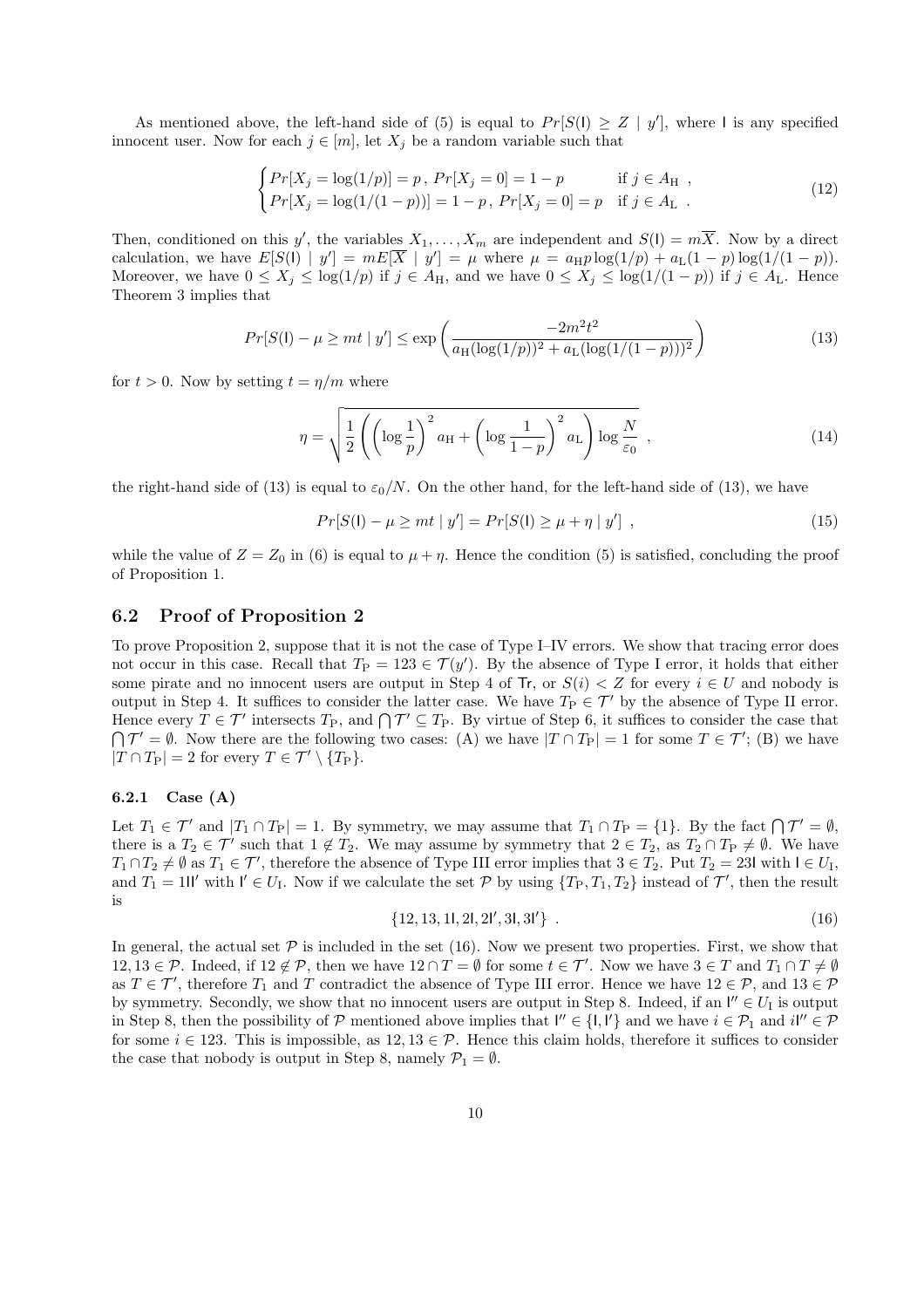As mentioned above, the left-hand side of (5) is equal to $Pr[S(\mathsf{I}) \geq Z \mid y']$, where $\mathsf{I}$ is any specified innocent user. Now for each $j \in [m]$, let $X_j$ be a random variable such that

$$\begin{cases} Pr[X_j = \log(1/p)] = p\,,\, Pr[X_j = 0] = 1-p & \text{if } j \in A_{\mathrm{H}}\ , \\ Pr[X_j = \log(1/(1-p))] = 1-p\,,\, Pr[X_j = 0] = p & \text{if } j \in A_{\mathrm{L}}\ . \end{cases} \tag{12}$$

Then, conditioned on this $y'$, the variables $X_1, \dots, X_m$ are independent and $S(\mathsf{I}) = m\overline{X}$. Now by a direct calculation, we have $E[S(\mathsf{I}) \mid y'] = mE[\overline{X} \mid y'] = \mu$ where $\mu = a_{\mathrm{H}} p \log(1/p) + a_{\mathrm{L}}(1-p)\log(1/(1-p))$. Moreover, we have $0 \leq X_j \leq \log(1/p)$ if $j \in A_{\mathrm{H}}$, and we have $0 \leq X_j \leq \log(1/(1-p))$ if $j \in A_{\mathrm{L}}$. Hence Theorem 3 implies that

$$Pr[S(\mathsf{I}) - \mu \geq mt \mid y'] \leq \exp\left( \frac{-2m^2t^2}{a_{\mathrm{H}}(\log(1/p))^2 + a_{\mathrm{L}}(\log(1/(1-p)))^2} \right) \tag{13}$$

for $t > 0$. Now by setting $t = \eta/m$ where

$$\eta = \sqrt{\frac{1}{2}\left( \left(\log\frac{1}{p}\right)^2 a_{\mathrm{H}} + \left(\log\frac{1}{1-p}\right)^2 a_{\mathrm{L}} \right) \log\frac{N}{\varepsilon_0}}\ , \tag{14}$$

the right-hand side of (13) is equal to $\varepsilon_0/N$. On the other hand, for the left-hand side of (13), we have

$$Pr[S(\mathsf{I}) - \mu \geq mt \mid y'] = Pr[S(\mathsf{I}) \geq \mu + \eta \mid y']\ , \tag{15}$$

while the value of $Z = Z_0$ in (6) is equal to $\mu + \eta$. Hence the condition (5) is satisfied, concluding the proof of Proposition 1.

## 6.2 Proof of Proposition 2

To prove Proposition 2, suppose that it is not the case of Type I–IV errors. We show that tracing error does not occur in this case. Recall that $T_{\mathrm{P}} = 123 \in \mathcal{T}(y')$. By the absence of Type I error, it holds that either some pirate and no innocent users are output in Step 4 of $\mathsf{Tr}$, or $S(i) < Z$ for every $i \in U$ and nobody is output in Step 4. It suffices to consider the latter case. We have $T_{\mathrm{P}} \in \mathcal{T}'$ by the absence of Type II error. Hence every $T \in \mathcal{T}'$ intersects $T_{\mathrm{P}}$, and $\bigcap \mathcal{T}' \subseteq T_{\mathrm{P}}$. By virtue of Step 6, it suffices to consider the case that $\bigcap \mathcal{T}' = \emptyset$. Now there are the following two cases: (A) we have $|T \cap T_{\mathrm{P}}| = 1$ for some $T \in \mathcal{T}'$; (B) we have $|T \cap T_{\mathrm{P}}| = 2$ for every $T \in \mathcal{T}' \setminus \{T_{\mathrm{P}}\}$.

### 6.2.1 Case (A)

Let $T_1 \in \mathcal{T}'$ and $|T_1 \cap T_{\mathrm{P}}| = 1$. By symmetry, we may assume that $T_1 \cap T_{\mathrm{P}} = \{1\}$. By the fact $\bigcap \mathcal{T}' = \emptyset$, there is a $T_2 \in \mathcal{T}'$ such that $1 \notin T_2$. We may assume by symmetry that $2 \in T_2$, as $T_2 \cap T_{\mathrm{P}} \neq \emptyset$. We have $T_1 \cap T_2 \neq \emptyset$ as $T_1 \in \mathcal{T}'$, therefore the absence of Type III error implies that $3 \in T_2$. Put $T_2 = 23\mathsf{I}$ with $\mathsf{I} \in U_{\mathrm{I}}$, and $T_1 = 1\mathsf{I}\mathsf{I}'$ with $\mathsf{I}' \in U_{\mathrm{I}}$. Now if we calculate the set $\mathcal{P}$ by using $\{T_{\mathrm{P}}, T_1, T_2\}$ instead of $\mathcal{T}'$, then the result is

$$\{12, 13, 1\mathsf{I}, 2\mathsf{I}, 2\mathsf{I}', 3\mathsf{I}, 3\mathsf{I}'\}\ . \tag{16}$$

In general, the actual set $\mathcal{P}$ is included in the set (16). Now we present two properties. First, we show that $12, 13 \in \mathcal{P}$. Indeed, if $12 \notin \mathcal{P}$, then we have $12 \cap T = \emptyset$ for some $t \in \mathcal{T}'$. Now we have $3 \in T$ and $T_1 \cap T \neq \emptyset$ as $T \in \mathcal{T}'$, therefore $T_1$ and $T$ contradict the absence of Type III error. Hence we have $12 \in \mathcal{P}$, and $13 \in \mathcal{P}$ by symmetry. Secondly, we show that no innocent users are output in Step 8. Indeed, if an $\mathsf{I}'' \in U_{\mathrm{I}}$ is output in Step 8, then the possibility of $\mathcal{P}$ mentioned above implies that $\mathsf{I}'' \in \{\mathsf{I}, \mathsf{I}'\}$ and we have $i \in \mathcal{P}_1$ and $i\mathsf{I}'' \in \mathcal{P}$ for some $i \in 123$. This is impossible, as $12, 13 \in \mathcal{P}$. Hence this claim holds, therefore it suffices to consider the case that nobody is output in Step 8, namely $\mathcal{P}_1 = \emptyset$.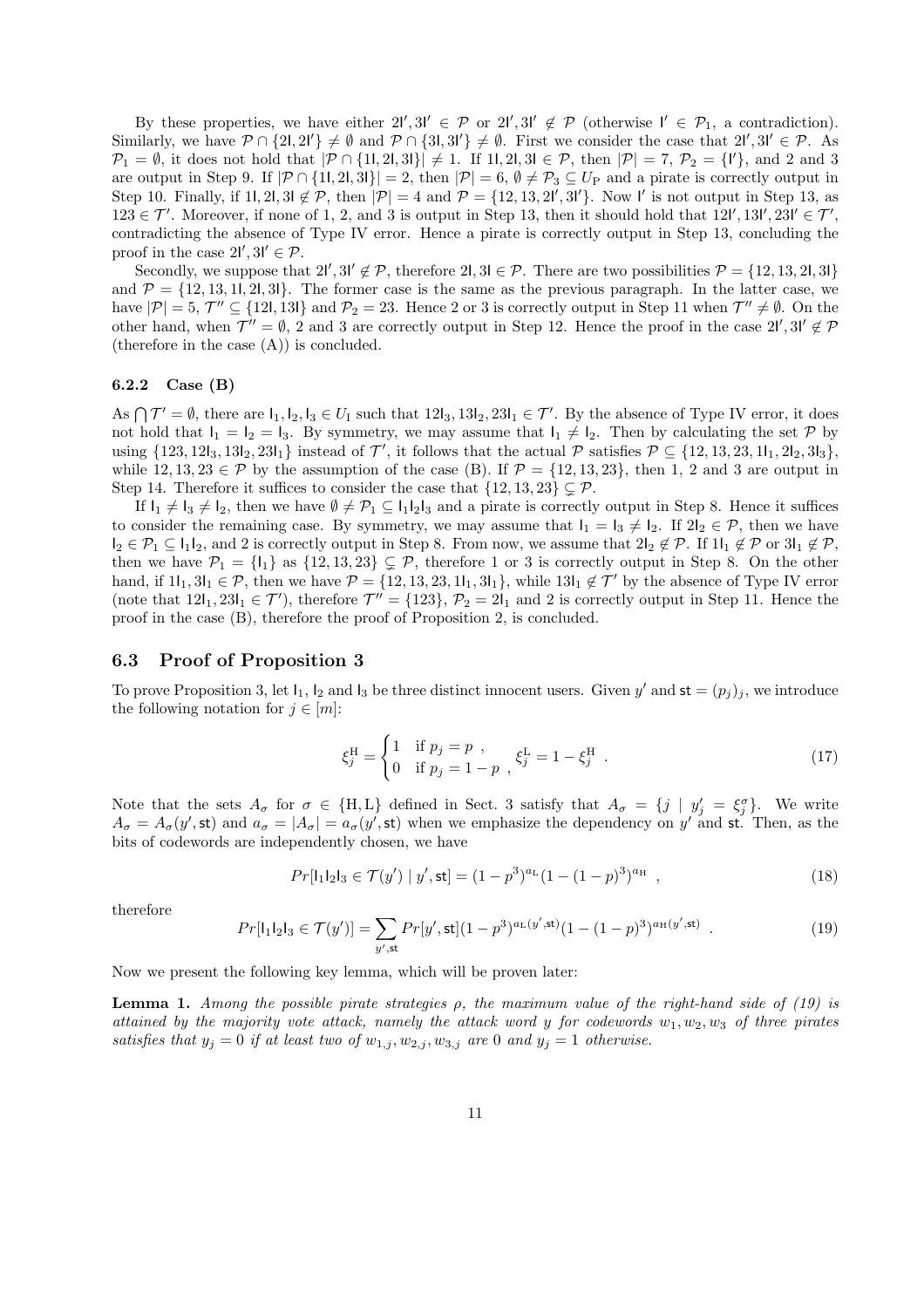By these properties, we have either $2\mathsf{l}', 3\mathsf{l}' \in \mathcal{P}$ or $2\mathsf{l}', 3\mathsf{l}' \notin \mathcal{P}$ (otherwise $\mathsf{l}' \in \mathcal{P}_1$, a contradiction). Similarly, we have $\mathcal{P} \cap \{2\mathsf{l}, 2\mathsf{l}'\} \neq \emptyset$ and $\mathcal{P} \cap \{3\mathsf{l}, 3\mathsf{l}'\} \neq \emptyset$. First we consider the case that $2\mathsf{l}', 3\mathsf{l}' \in \mathcal{P}$. As $\mathcal{P}_1 = \emptyset$, it does not hold that $|\mathcal{P} \cap \{1\mathsf{l}, 2\mathsf{l}, 3\mathsf{l}\}| \neq 1$. If $1\mathsf{l}, 2\mathsf{l}, 3\mathsf{l} \in \mathcal{P}$, then $|\mathcal{P}| = 7$, $\mathcal{P}_2 = \{\mathsf{l}'\}$, and 2 and 3 are output in Step 9. If $|\mathcal{P} \cap \{1\mathsf{l}, 2\mathsf{l}, 3\mathsf{l}\}| = 2$, then $|\mathcal{P}| = 6$, $\emptyset \neq \mathcal{P}_3 \subseteq U_{\mathrm{P}}$ and a pirate is correctly output in Step 10. Finally, if $1\mathsf{l}, 2\mathsf{l}, 3\mathsf{l} \notin \mathcal{P}$, then $|\mathcal{P}| = 4$ and $\mathcal{P} = \{12, 13, 2\mathsf{l}', 3\mathsf{l}'\}$. Now $\mathsf{l}'$ is not output in Step 13, as $123 \in \mathcal{T}'$. Moreover, if none of 1, 2, and 3 is output in Step 13, then it should hold that $12\mathsf{l}', 13\mathsf{l}', 23\mathsf{l}' \in \mathcal{T}'$, contradicting the absence of Type IV error. Hence a pirate is correctly output in Step 13, concluding the proof in the case $2\mathsf{l}', 3\mathsf{l}' \in \mathcal{P}$.

Secondly, we suppose that $2\mathsf{l}', 3\mathsf{l}' \notin \mathcal{P}$, therefore $2\mathsf{l}, 3\mathsf{l} \in \mathcal{P}$. There are two possibilities $\mathcal{P} = \{12, 13, 2\mathsf{l}, 3\mathsf{l}\}$ and $\mathcal{P} = \{12, 13, 1\mathsf{l}, 2\mathsf{l}, 3\mathsf{l}\}$. The former case is the same as the previous paragraph. In the latter case, we have $|\mathcal{P}| = 5$, $\mathcal{T}'' \subseteq \{12\mathsf{l}, 13\mathsf{l}\}$ and $\mathcal{P}_2 = 23$. Hence 2 or 3 is correctly output in Step 11 when $\mathcal{T}'' \neq \emptyset$. On the other hand, when $\mathcal{T}'' = \emptyset$, 2 and 3 are correctly output in Step 12. Hence the proof in the case $2\mathsf{l}', 3\mathsf{l}' \notin \mathcal{P}$ (therefore in the case (A)) is concluded.

### 6.2.2 Case (B)

As $\bigcap \mathcal{T}' = \emptyset$, there are $\mathsf{l}_1, \mathsf{l}_2, \mathsf{l}_3 \in U_{\mathrm{I}}$ such that $12\mathsf{l}_3, 13\mathsf{l}_2, 23\mathsf{l}_1 \in \mathcal{T}'$. By the absence of Type IV error, it does not hold that $\mathsf{l}_1 = \mathsf{l}_2 = \mathsf{l}_3$. By symmetry, we may assume that $\mathsf{l}_1 \neq \mathsf{l}_2$. Then by calculating the set $\mathcal{P}$ by using $\{123, 12\mathsf{l}_3, 13\mathsf{l}_2, 23\mathsf{l}_1\}$ instead of $\mathcal{T}'$, it follows that the actual $\mathcal{P}$ satisfies $\mathcal{P} \subseteq \{12, 13, 23, 1\mathsf{l}_1, 2\mathsf{l}_2, 3\mathsf{l}_3\}$, while $12, 13, 23 \in \mathcal{P}$ by the assumption of the case (B). If $\mathcal{P} = \{12, 13, 23\}$, then 1, 2 and 3 are output in Step 14. Therefore it suffices to consider the case that $\{12, 13, 23\} \subsetneq \mathcal{P}$.

If $\mathsf{l}_1 \neq \mathsf{l}_3 \neq \mathsf{l}_2$, then we have $\emptyset \neq \mathcal{P}_1 \subseteq \mathsf{l}_1\mathsf{l}_2\mathsf{l}_3$ and a pirate is correctly output in Step 8. Hence it suffices to consider the remaining case. By symmetry, we may assume that $\mathsf{l}_1 = \mathsf{l}_3 \neq \mathsf{l}_2$. If $2\mathsf{l}_2 \in \mathcal{P}$, then we have $\mathsf{l}_2 \in \mathcal{P}_1 \subseteq \mathsf{l}_1\mathsf{l}_2$, and 2 is correctly output in Step 8. From now, we assume that $2\mathsf{l}_2 \notin \mathcal{P}$. If $1\mathsf{l}_1 \notin \mathcal{P}$ or $3\mathsf{l}_1 \notin \mathcal{P}$, then we have $\mathcal{P}_1 = \{\mathsf{l}_1\}$ as $\{12, 13, 23\} \subsetneq \mathcal{P}$, therefore 1 or 3 is correctly output in Step 8. On the other hand, if $1\mathsf{l}_1, 3\mathsf{l}_1 \in \mathcal{P}$, then we have $\mathcal{P} = \{12, 13, 23, 1\mathsf{l}_1, 3\mathsf{l}_1\}$, while $13\mathsf{l}_1 \notin \mathcal{T}'$ by the absence of Type IV error (note that $12\mathsf{l}_1, 23\mathsf{l}_1 \in \mathcal{T}'$), therefore $\mathcal{T}'' = \{123\}$, $\mathcal{P}_2 = 2\mathsf{l}_1$ and 2 is correctly output in Step 11. Hence the proof in the case (B), therefore the proof of Proposition 2, is concluded.

## 6.3 Proof of Proposition 3

To prove Proposition 3, let $\mathsf{l}_1$, $\mathsf{l}_2$ and $\mathsf{l}_3$ be three distinct innocent users. Given $y'$ and $\mathsf{st} = (p_j)_j$, we introduce the following notation for $j \in [m]$:

$$\xi_j^{\mathrm{H}} = \begin{cases} 1 & \text{if } p_j = p \ , \\ 0 & \text{if } p_j = 1 - p \ , \end{cases} \quad \xi_j^{\mathrm{L}} = 1 - \xi_j^{\mathrm{H}} \ . \tag{17}$$

Note that the sets $A_\sigma$ for $\sigma \in \{\mathrm{H}, \mathrm{L}\}$ defined in Sect. 3 satisfy that $A_\sigma = \{j \mid y'_j = \xi_j^\sigma\}$. We write $A_\sigma = A_\sigma(y', \mathsf{st})$ and $a_\sigma = |A_\sigma| = a_\sigma(y', \mathsf{st})$ when we emphasize the dependency on $y'$ and $\mathsf{st}$. Then, as the bits of codewords are independently chosen, we have

$$Pr[\mathsf{l}_1\mathsf{l}_2\mathsf{l}_3 \in \mathcal{T}(y') \mid y', \mathsf{st}] = (1 - p^3)^{a_{\mathrm{L}}}(1 - (1 - p)^3)^{a_{\mathrm{H}}} \ , \tag{18}$$

therefore

$$Pr[\mathsf{l}_1\mathsf{l}_2\mathsf{l}_3 \in \mathcal{T}(y')] = \sum_{y', \mathsf{st}} Pr[y', \mathsf{st}](1 - p^3)^{a_{\mathrm{L}}(y', \mathsf{st})}(1 - (1 - p)^3)^{a_{\mathrm{H}}(y', \mathsf{st})} \ . \tag{19}$$

Now we present the following key lemma, which will be proven later:

**Lemma 1.** *Among the possible pirate strategies $\rho$, the maximum value of the right-hand side of (19) is attained by the majority vote attack, namely the attack word $y$ for codewords $w_1, w_2, w_3$ of three pirates satisfies that $y_j = 0$ if at least two of $w_{1,j}, w_{2,j}, w_{3,j}$ are 0 and $y_j = 1$ otherwise.*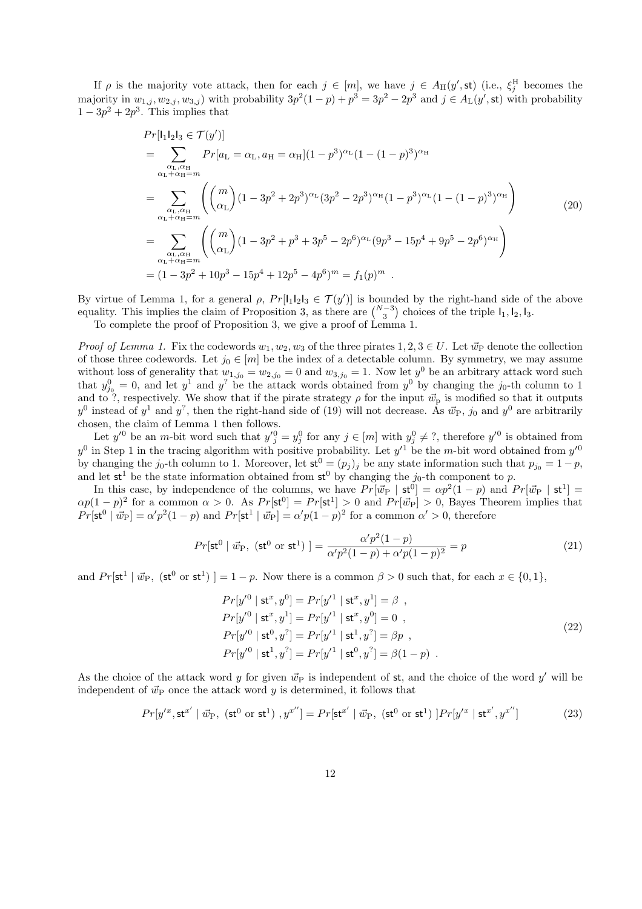If $\rho$ is the majority vote attack, then for each $j \in [m]$, we have $j \in A_{\mathrm{H}}(y', \mathsf{st})$ (i.e., $\xi_j^{\mathrm{H}}$ becomes the majority in $w_{1,j}, w_{2,j}, w_{3,j}$) with probability $3p^2(1-p) + p^3 = 3p^2 - 2p^3$ and $j \in A_{\mathrm{L}}(y', \mathsf{st})$ with probability $1 - 3p^2 + 2p^3$. This implies that

$$
\begin{aligned}
&Pr[\mathsf{l}_1\mathsf{l}_2\mathsf{l}_3 \in \mathcal{T}(y')] \\
&= \sum_{\substack{\alpha_{\mathrm{L}}, \alpha_{\mathrm{H}} \\ \alpha_{\mathrm{L}} + \alpha_{\mathrm{H}} = m}} Pr[a_{\mathrm{L}} = \alpha_{\mathrm{L}}, a_{\mathrm{H}} = \alpha_{\mathrm{H}}](1-p^3)^{\alpha_{\mathrm{L}}}(1-(1-p)^3)^{\alpha_{\mathrm{H}}} \\
&= \sum_{\substack{\alpha_{\mathrm{L}}, \alpha_{\mathrm{H}} \\ \alpha_{\mathrm{L}} + \alpha_{\mathrm{H}} = m}} \left( \binom{m}{\alpha_{\mathrm{L}}} (1 - 3p^2 + 2p^3)^{\alpha_{\mathrm{L}}} (3p^2 - 2p^3)^{\alpha_{\mathrm{H}}} (1-p^3)^{\alpha_{\mathrm{L}}} (1-(1-p)^3)^{\alpha_{\mathrm{H}}} \right) \\
&= \sum_{\substack{\alpha_{\mathrm{L}}, \alpha_{\mathrm{H}} \\ \alpha_{\mathrm{L}} + \alpha_{\mathrm{H}} = m}} \left( \binom{m}{\alpha_{\mathrm{L}}} (1 - 3p^2 + p^3 + 3p^5 - 2p^6)^{\alpha_{\mathrm{L}}} (9p^3 - 15p^4 + 9p^5 - 2p^6)^{\alpha_{\mathrm{H}}} \right) \\
&= (1 - 3p^2 + 10p^3 - 15p^4 + 12p^5 - 4p^6)^m = f_1(p)^m \enspace .
\end{aligned}
\tag{20}
$$

By virtue of Lemma 1, for a general $\rho$, $Pr[\mathsf{l}_1\mathsf{l}_2\mathsf{l}_3 \in \mathcal{T}(y')]$ is bounded by the right-hand side of the above equality. This implies the claim of Proposition 3, as there are $\binom{N-3}{3}$ choices of the triple $\mathsf{l}_1, \mathsf{l}_2, \mathsf{l}_3$.

To complete the proof of Proposition 3, we give a proof of Lemma 1.

*Proof of Lemma 1.* Fix the codewords $w_1, w_2, w_3$ of the three pirates $1, 2, 3 \in U$. Let $\vec{w}_{\mathrm{P}}$ denote the collection of those three codewords. Let $j_0 \in [m]$ be the index of a detectable column. By symmetry, we may assume without loss of generality that $w_{1,j_0} = w_{2,j_0} = 0$ and $w_{3,j_0} = 1$. Now let $y^0$ be an arbitrary attack word such that $y^0_{j_0} = 0$, and let $y^1$ and $y^?$ be the attack words obtained from $y^0$ by changing the $j_0$-th column to 1 and to ?, respectively. We show that if the pirate strategy $\rho$ for the input $\vec{w}_{\mathrm{p}}$ is modified so that it outputs $y^0$ instead of $y^1$ and $y^?$, then the right-hand side of (19) will not decrease. As $\vec{w}_{\mathrm{P}}$, $j_0$ and $y^0$ are arbitrarily chosen, the claim of Lemma 1 then follows.

Let $y'^0$ be an $m$-bit word such that $y'^0_j = y^0_j$ for any $j \in [m]$ with $y^0_j \neq\, ?$, therefore $y'^0$ is obtained from $y^0$ in Step 1 in the tracing algorithm with positive probability. Let $y'^1$ be the $m$-bit word obtained from $y'^0$ by changing the $j_0$-th column to 1. Moreover, let $\mathsf{st}^0 = (p_j)_j$ be any state information such that $p_{j_0} = 1 - p$, and let $\mathsf{st}^1$ be the state information obtained from $\mathsf{st}^0$ by changing the $j_0$-th component to $p$.

In this case, by independence of the columns, we have $Pr[\vec{w}_{\mathrm{P}} \mid \mathsf{st}^0] = \alpha p^2(1-p)$ and $Pr[\vec{w}_{\mathrm{P}} \mid \mathsf{st}^1] = \alpha p(1-p)^2$ for a common $\alpha > 0$. As $Pr[\mathsf{st}^0] = Pr[\mathsf{st}^1] > 0$ and $Pr[\vec{w}_{\mathrm{P}}] > 0$, Bayes Theorem implies that $Pr[\mathsf{st}^0 \mid \vec{w}_{\mathrm{P}}] = \alpha' p^2(1-p)$ and $Pr[\mathsf{st}^1 \mid \vec{w}_{\mathrm{P}}] = \alpha' p(1-p)^2$ for a common $\alpha' > 0$, therefore

$$
Pr[\mathsf{st}^0 \mid \vec{w}_{\mathrm{P}},\ (\mathsf{st}^0 \text{ or } \mathsf{st}^1)\ ] = \frac{\alpha' p^2(1-p)}{\alpha' p^2(1-p) + \alpha' p(1-p)^2} = p \tag{21}
$$

and $Pr[\mathsf{st}^1 \mid \vec{w}_{\mathrm{P}},\ (\mathsf{st}^0 \text{ or } \mathsf{st}^1)\ ] = 1 - p$. Now there is a common $\beta > 0$ such that, for each $x \in \{0, 1\}$,

$$
\begin{aligned}
&Pr[y'^0 \mid \mathsf{st}^x, y^0] = Pr[y'^1 \mid \mathsf{st}^x, y^1] = \beta \enspace , \\
&Pr[y'^0 \mid \mathsf{st}^x, y^1] = Pr[y'^1 \mid \mathsf{st}^x, y^0] = 0 \enspace , \\
&Pr[y'^0 \mid \mathsf{st}^0, y^?] = Pr[y'^1 \mid \mathsf{st}^1, y^?] = \beta p \enspace , \\
&Pr[y'^0 \mid \mathsf{st}^1, y^?] = Pr[y'^1 \mid \mathsf{st}^0, y^?] = \beta(1-p) \enspace .
\end{aligned}
\tag{22}
$$

As the choice of the attack word $y$ for given $\vec{w}_{\mathrm{P}}$ is independent of $\mathsf{st}$, and the choice of the word $y'$ will be independent of $\vec{w}_{\mathrm{P}}$ once the attack word $y$ is determined, it follows that

$$
Pr[y'^x, \mathsf{st}^{x'} \mid \vec{w}_{\mathrm{P}},\ (\mathsf{st}^0 \text{ or } \mathsf{st}^1)\ , y^{x''}] = Pr[\mathsf{st}^{x'} \mid \vec{w}_{\mathrm{P}},\ (\mathsf{st}^0 \text{ or } \mathsf{st}^1)\ ] Pr[y'^x \mid \mathsf{st}^{x'}, y^{x''}] \tag{23}
$$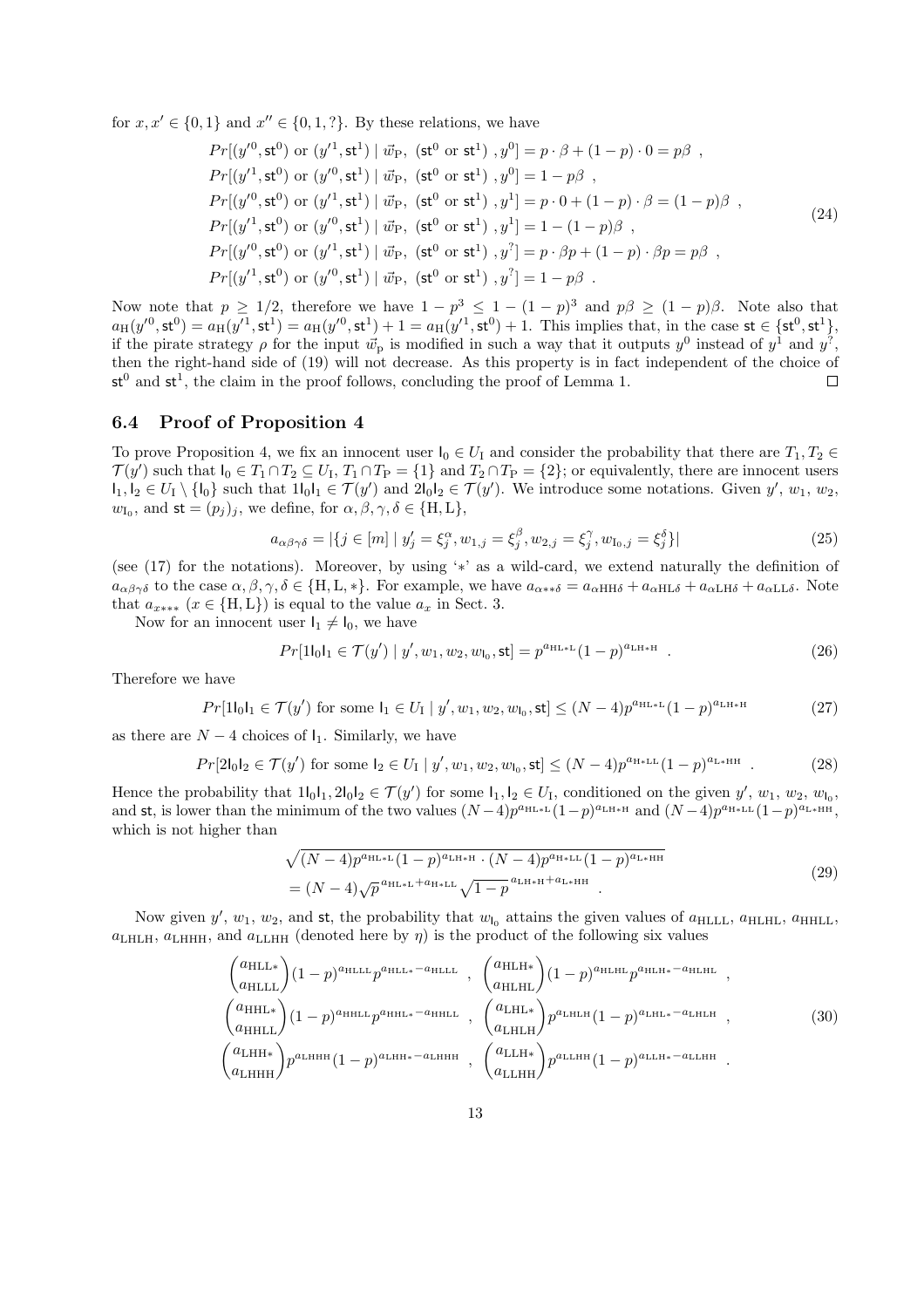for $x, x' \in \{0,1\}$ and $x'' \in \{0,1,?\}$. By these relations, we have

$$
\begin{aligned}
&Pr[(y'^0, \mathsf{st}^0) \text{ or } (y'^1, \mathsf{st}^1) \mid \vec{w}_{\mathrm{P}},\ (\mathsf{st}^0 \text{ or } \mathsf{st}^1)\ , y^0] = p \cdot \beta + (1-p) \cdot 0 = p\beta\ ,\\
&Pr[(y'^1, \mathsf{st}^0) \text{ or } (y'^0, \mathsf{st}^1) \mid \vec{w}_{\mathrm{P}},\ (\mathsf{st}^0 \text{ or } \mathsf{st}^1)\ , y^0] = 1 - p\beta\ ,\\
&Pr[(y'^0, \mathsf{st}^0) \text{ or } (y'^1, \mathsf{st}^1) \mid \vec{w}_{\mathrm{P}},\ (\mathsf{st}^0 \text{ or } \mathsf{st}^1)\ , y^1] = p \cdot 0 + (1-p) \cdot \beta = (1-p)\beta\ ,\\
&Pr[(y'^1, \mathsf{st}^0) \text{ or } (y'^0, \mathsf{st}^1) \mid \vec{w}_{\mathrm{P}},\ (\mathsf{st}^0 \text{ or } \mathsf{st}^1)\ , y^1] = 1 - (1-p)\beta\ ,\\
&Pr[(y'^0, \mathsf{st}^0) \text{ or } (y'^1, \mathsf{st}^1) \mid \vec{w}_{\mathrm{P}},\ (\mathsf{st}^0 \text{ or } \mathsf{st}^1)\ , y^?] = p \cdot \beta p + (1-p) \cdot \beta p = p\beta\ ,\\
&Pr[(y'^1, \mathsf{st}^0) \text{ or } (y'^0, \mathsf{st}^1) \mid \vec{w}_{\mathrm{P}},\ (\mathsf{st}^0 \text{ or } \mathsf{st}^1)\ , y^?] = 1 - p\beta\ .
\end{aligned}
\tag{24}
$$

Now note that $p \geq 1/2$, therefore we have $1 - p^3 \leq 1 - (1-p)^3$ and $p\beta \geq (1-p)\beta$. Note also that $a_{\mathrm{H}}(y'^0, \mathsf{st}^0) = a_{\mathrm{H}}(y'^1, \mathsf{st}^1) + 1 = a_{\mathrm{H}}(y'^0, \mathsf{st}^1) + 1 = a_{\mathrm{H}}(y'^1, \mathsf{st}^0) + 1$. This implies that, in the case $\mathsf{st} \in \{\mathsf{st}^0, \mathsf{st}^1\}$, if the pirate strategy $\rho$ for the input $\vec{w}_{\mathrm{p}}$ is modified in such a way that it outputs $y^0$ instead of $y^1$ and $y^?$, then the right-hand side of (19) will not decrease. As this property is in fact independent of the choice of $\mathsf{st}^0$ and $\mathsf{st}^1$, the claim in the proof follows, concluding the proof of Lemma 1. ∎

### 6.4 Proof of Proposition 4

To prove Proposition 4, we fix an innocent user $\mathsf{I}_0 \in U_{\mathrm{I}}$ and consider the probability that there are $T_1, T_2 \in \mathcal{T}(y')$ such that $\mathsf{I}_0 \in T_1 \cap T_2 \subseteq U_{\mathrm{I}}$, $T_1 \cap T_{\mathrm{P}} = \{1\}$ and $T_2 \cap T_{\mathrm{P}} = \{2\}$; or equivalently, there are innocent users $\mathsf{I}_1, \mathsf{I}_2 \in U_{\mathrm{I}} \setminus \{\mathsf{I}_0\}$ such that $1\mathsf{I}_0\mathsf{I}_1 \in \mathcal{T}(y')$ and $2\mathsf{I}_0\mathsf{I}_2 \in \mathcal{T}(y')$. We introduce some notations. Given $y'$, $w_1$, $w_2$, $w_{\mathrm{I}_0}$, and $\mathsf{st} = (p_j)_j$, we define, for $\alpha, \beta, \gamma, \delta \in \{\mathrm{H}, \mathrm{L}\}$,

$$
a_{\alpha\beta\gamma\delta} = |\{j \in [m] \mid y'_j = \xi_j^{\alpha}, w_{1,j} = \xi_j^{\beta}, w_{2,j} = \xi_j^{\gamma}, w_{\mathrm{I}_0,j} = \xi_j^{\delta}\}| \tag{25}
$$

(see (17) for the notations). Moreover, by using '*' as a wild-card, we extend naturally the definition of $a_{\alpha\beta\gamma\delta}$ to the case $\alpha, \beta, \gamma, \delta \in \{\mathrm{H}, \mathrm{L}, *\}$. For example, we have $a_{\alpha**\delta} = a_{\alpha\mathrm{HH}\delta} + a_{\alpha\mathrm{HL}\delta} + a_{\alpha\mathrm{LH}\delta} + a_{\alpha\mathrm{LL}\delta}$. Note that $a_{x***}$ ($x \in \{\mathrm{H}, \mathrm{L}\}$) is equal to the value $a_x$ in Sect. 3.

Now for an innocent user $\mathsf{I}_1 \neq \mathsf{I}_0$, we have

$$
Pr[1\mathsf{I}_0\mathsf{I}_1 \in \mathcal{T}(y') \mid y', w_1, w_2, w_{\mathsf{I}_0}, \mathsf{st}] = p^{a_{\mathrm{HL*L}}}(1-p)^{a_{\mathrm{LH*H}}}\ . \tag{26}
$$

Therefore we have

$$
Pr[1\mathsf{I}_0\mathsf{I}_1 \in \mathcal{T}(y') \text{ for some } \mathsf{I}_1 \in U_{\mathrm{I}} \mid y', w_1, w_2, w_{\mathsf{I}_0}, \mathsf{st}] \leq (N-4)p^{a_{\mathrm{HL*L}}}(1-p)^{a_{\mathrm{LH*H}}} \tag{27}
$$

as there are $N-4$ choices of $\mathsf{I}_1$. Similarly, we have

$$
Pr[2\mathsf{I}_0\mathsf{I}_2 \in \mathcal{T}(y') \text{ for some } \mathsf{I}_2 \in U_{\mathrm{I}} \mid y', w_1, w_2, w_{\mathsf{I}_0}, \mathsf{st}] \leq (N-4)p^{a_{\mathrm{H*LL}}}(1-p)^{a_{\mathrm{L*HH}}}\ . \tag{28}
$$

Hence the probability that $1\mathsf{I}_0\mathsf{I}_1, 2\mathsf{I}_0\mathsf{I}_2 \in \mathcal{T}(y')$ for some $\mathsf{I}_1, \mathsf{I}_2 \in U_{\mathrm{I}}$, conditioned on the given $y'$, $w_1$, $w_2$, $w_{\mathsf{I}_0}$, and $\mathsf{st}$, is lower than the minimum of the two values $(N-4)p^{a_{\mathrm{HL*L}}}(1-p)^{a_{\mathrm{LH*H}}}$ and $(N-4)p^{a_{\mathrm{H*LL}}}(1-p)^{a_{\mathrm{L*HH}}}$, which is not higher than

$$
\begin{aligned}
&\sqrt{(N-4)p^{a_{\mathrm{HL*L}}}(1-p)^{a_{\mathrm{LH*H}}} \cdot (N-4)p^{a_{\mathrm{H*LL}}}(1-p)^{a_{\mathrm{L*HH}}}}\\
&= (N-4)\sqrt{p}^{\,a_{\mathrm{HL*L}}+a_{\mathrm{H*LL}}}\sqrt{1-p}^{\,a_{\mathrm{LH*H}}+a_{\mathrm{L*HH}}}\ .
\end{aligned}
\tag{29}
$$

Now given $y'$, $w_1$, $w_2$, and $\mathsf{st}$, the probability that $w_{\mathsf{I}_0}$ attains the given values of $a_{\mathrm{HLLL}}$, $a_{\mathrm{HLHL}}$, $a_{\mathrm{HHLL}}$, $a_{\mathrm{LHLH}}$, $a_{\mathrm{LHHH}}$, and $a_{\mathrm{LLHH}}$ (denoted here by $\eta$) is the product of the following six values

$$
\begin{aligned}
&\binom{a_{\mathrm{HLL*}}}{a_{\mathrm{HLLL}}}(1-p)^{a_{\mathrm{HLLL}}}p^{a_{\mathrm{HLL*}}-a_{\mathrm{HLLL}}}\ ,\ \binom{a_{\mathrm{HLH*}}}{a_{\mathrm{HLHL}}}(1-p)^{a_{\mathrm{HLHL}}}p^{a_{\mathrm{HLH*}}-a_{\mathrm{HLHL}}}\ ,\\
&\binom{a_{\mathrm{HHL*}}}{a_{\mathrm{HHLL}}}(1-p)^{a_{\mathrm{HHLL}}}p^{a_{\mathrm{HHL*}}-a_{\mathrm{HHLL}}}\ ,\ \binom{a_{\mathrm{LHL*}}}{a_{\mathrm{LHLH}}}p^{a_{\mathrm{LHLH}}}(1-p)^{a_{\mathrm{LHL*}}-a_{\mathrm{LHLH}}}\ ,\\
&\binom{a_{\mathrm{LHH*}}}{a_{\mathrm{LHHH}}}p^{a_{\mathrm{LHHH}}}(1-p)^{a_{\mathrm{LHH*}}-a_{\mathrm{LHHH}}}\ ,\ \binom{a_{\mathrm{LLH*}}}{a_{\mathrm{LLHH}}}p^{a_{\mathrm{LLHH}}}(1-p)^{a_{\mathrm{LLH*}}-a_{\mathrm{LLHH}}}\ .
\end{aligned}
\tag{30}
$$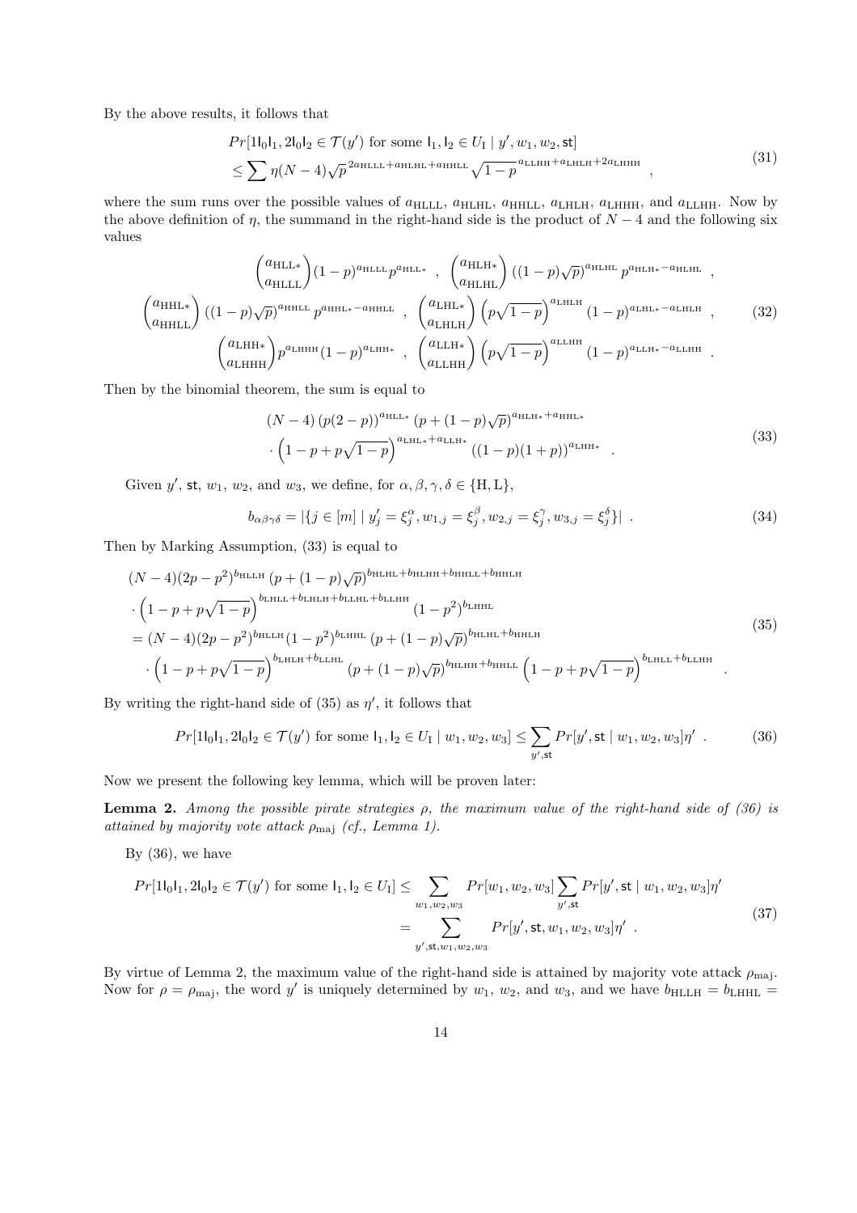By the above results, it follows that

$$
\begin{aligned}
&Pr[1\mathsf{l}_0\mathsf{l}_1, 2\mathsf{l}_0\mathsf{l}_2 \in \mathcal{T}(y') \text{ for some } \mathsf{l}_1, \mathsf{l}_2 \in U_{\mathrm{I}} \mid y', w_1, w_2, \mathsf{st}] \\
&\leq \sum \eta (N-4) \sqrt{p}^{\,2a_{\mathrm{HLLL}} + a_{\mathrm{HLHL}} + a_{\mathrm{HHLL}}} \sqrt{1-p}^{\,a_{\mathrm{LLHH}} + a_{\mathrm{LHLH}} + 2a_{\mathrm{LHHH}}} \quad ,
\end{aligned} \tag{31}
$$

where the sum runs over the possible values of $a_{\mathrm{HLLL}}$, $a_{\mathrm{HLHL}}$, $a_{\mathrm{HHLL}}$, $a_{\mathrm{LHLH}}$, $a_{\mathrm{LHHH}}$, and $a_{\mathrm{LLHH}}$. Now by the above definition of $\eta$, the summand in the right-hand side is the product of $N-4$ and the following six values

$$
\begin{gathered}
\binom{a_{\mathrm{HLL}*}}{a_{\mathrm{HLLL}}} (1-p)^{a_{\mathrm{HLLL}}} p^{a_{\mathrm{HLL}*}} \;,\; \binom{a_{\mathrm{HLH}*}}{a_{\mathrm{HLHL}}} \left((1-p)\sqrt{p}\right)^{a_{\mathrm{HLHL}}} p^{a_{\mathrm{HLH}*} - a_{\mathrm{HLHL}}} \;, \\
\binom{a_{\mathrm{HHL}*}}{a_{\mathrm{HHLL}}} \left((1-p)\sqrt{p}\right)^{a_{\mathrm{HHLL}}} p^{a_{\mathrm{HHL}*} - a_{\mathrm{HHLL}}} \;,\; \binom{a_{\mathrm{LHL}*}}{a_{\mathrm{LHLH}}} \left(p\sqrt{1-p}\right)^{a_{\mathrm{LHLH}}} (1-p)^{a_{\mathrm{LHL}*} - a_{\mathrm{LHLH}}} \;, \\
\binom{a_{\mathrm{LHH}*}}{a_{\mathrm{LHHH}}} p^{a_{\mathrm{LHHH}}} (1-p)^{a_{\mathrm{LHH}*}} \;,\; \binom{a_{\mathrm{LLH}*}}{a_{\mathrm{LLHH}}} \left(p\sqrt{1-p}\right)^{a_{\mathrm{LLHH}}} (1-p)^{a_{\mathrm{LLH}*} - a_{\mathrm{LLHH}}} \;.
\end{gathered} \tag{32}
$$

Then by the binomial theorem, the sum is equal to

$$
\begin{aligned}
&(N-4) \left(p(2-p)\right)^{a_{\mathrm{HLL}*}} \left(p + (1-p)\sqrt{p}\right)^{a_{\mathrm{HLH}*} + a_{\mathrm{HHL}*}} \\
&\cdot \left(1 - p + p\sqrt{1-p}\right)^{a_{\mathrm{LHL}*} + a_{\mathrm{LLH}*}} \left((1-p)(1+p)\right)^{a_{\mathrm{LHH}*}} \quad .
\end{aligned} \tag{33}
$$

Given $y'$, $\mathsf{st}$, $w_1$, $w_2$, and $w_3$, we define, for $\alpha, \beta, \gamma, \delta \in \{\mathrm{H}, \mathrm{L}\}$,

$$
b_{\alpha\beta\gamma\delta} = |\{j \in [m] \mid y'_j = \xi_j^{\alpha}, w_{1,j} = \xi_j^{\beta}, w_{2,j} = \xi_j^{\gamma}, w_{3,j} = \xi_j^{\delta}\}| \;. \tag{34}
$$

Then by Marking Assumption, (33) is equal to

$$
\begin{aligned}
&(N-4)(2p-p^2)^{b_{\mathrm{HLLH}}} \left(p + (1-p)\sqrt{p}\right)^{b_{\mathrm{HLHL}} + b_{\mathrm{HLHH}} + b_{\mathrm{HHLL}} + b_{\mathrm{HHLH}}} \\
&\cdot \left(1 - p + p\sqrt{1-p}\right)^{b_{\mathrm{LHLL}} + b_{\mathrm{LHLH}} + b_{\mathrm{LLHL}} + b_{\mathrm{LLHH}}} (1-p^2)^{b_{\mathrm{LHHL}}} \\
&= (N-4)(2p-p^2)^{b_{\mathrm{HLLH}}} (1-p^2)^{b_{\mathrm{LHHL}}} \left(p + (1-p)\sqrt{p}\right)^{b_{\mathrm{HLHL}} + b_{\mathrm{HHLH}}} \\
&\quad \cdot \left(1 - p + p\sqrt{1-p}\right)^{b_{\mathrm{LHLH}} + b_{\mathrm{LLHL}}} \left(p + (1-p)\sqrt{p}\right)^{b_{\mathrm{HLHH}} + b_{\mathrm{HHLL}}} \left(1 - p + p\sqrt{1-p}\right)^{b_{\mathrm{LHLL}} + b_{\mathrm{LLHH}}} \quad .
\end{aligned} \tag{35}
$$

By writing the right-hand side of (35) as $\eta'$, it follows that

$$
Pr[1\mathsf{l}_0\mathsf{l}_1, 2\mathsf{l}_0\mathsf{l}_2 \in \mathcal{T}(y') \text{ for some } \mathsf{l}_1, \mathsf{l}_2 \in U_{\mathrm{I}} \mid w_1, w_2, w_3] \leq \sum_{y', \mathsf{st}} Pr[y', \mathsf{st} \mid w_1, w_2, w_3] \eta' \;. \tag{36}
$$

Now we present the following key lemma, which will be proven later:

**Lemma 2.** *Among the possible pirate strategies $\rho$, the maximum value of the right-hand side of (36) is attained by majority vote attack $\rho_{\mathrm{maj}}$ (cf., Lemma 1).*

By (36), we have

$$
\begin{aligned}
Pr[1\mathsf{l}_0\mathsf{l}_1, 2\mathsf{l}_0\mathsf{l}_2 \in \mathcal{T}(y') \text{ for some } \mathsf{l}_1, \mathsf{l}_2 \in U_{\mathrm{I}}] &\leq \sum_{w_1, w_2, w_3} Pr[w_1, w_2, w_3] \sum_{y', \mathsf{st}} Pr[y', \mathsf{st} \mid w_1, w_2, w_3] \eta' \\
&= \sum_{y', \mathsf{st}, w_1, w_2, w_3} Pr[y', \mathsf{st}, w_1, w_2, w_3] \eta' \;.
\end{aligned} \tag{37}
$$

By virtue of Lemma 2, the maximum value of the right-hand side is attained by majority vote attack $\rho_{\mathrm{maj}}$. Now for $\rho = \rho_{\mathrm{maj}}$, the word $y'$ is uniquely determined by $w_1$, $w_2$, and $w_3$, and we have $b_{\mathrm{HLLH}} = b_{\mathrm{LHHL}} =$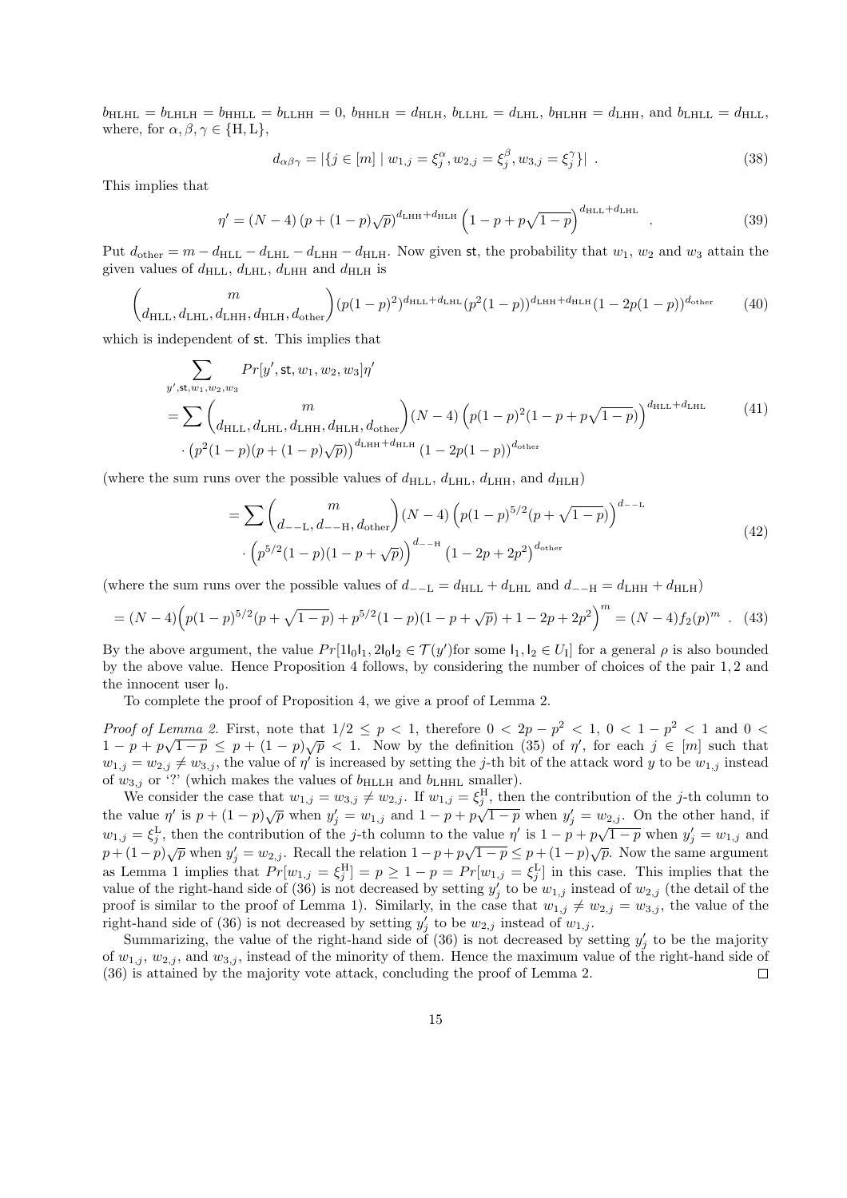$b_{\mathrm{HLHL}} = b_{\mathrm{LHLH}} = b_{\mathrm{HHLL}} = b_{\mathrm{LLHH}} = 0$, $b_{\mathrm{HHLH}} = d_{\mathrm{HLH}}$, $b_{\mathrm{LLHL}} = d_{\mathrm{LHL}}$, $b_{\mathrm{HLHH}} = d_{\mathrm{LHH}}$, and $b_{\mathrm{LHLL}} = d_{\mathrm{HLL}}$, where, for $\alpha, \beta, \gamma \in \{\mathrm{H}, \mathrm{L}\}$,

$$d_{\alpha\beta\gamma} = |\{j \in [m] \mid w_{1,j} = \xi_j^{\alpha}, w_{2,j} = \xi_j^{\beta}, w_{3,j} = \xi_j^{\gamma}\}| \ . \tag{38}$$

This implies that

$$\eta' = (N-4)\left(p + (1-p)\sqrt{p}\right)^{d_{\mathrm{LHH}} + d_{\mathrm{HLH}}} \left(1 - p + p\sqrt{1-p}\right)^{d_{\mathrm{HLL}} + d_{\mathrm{LHL}}} \ . \tag{39}$$

Put $d_{\mathrm{other}} = m - d_{\mathrm{HLL}} - d_{\mathrm{LHL}} - d_{\mathrm{LHH}} - d_{\mathrm{HLH}}$. Now given $\mathsf{st}$, the probability that $w_1$, $w_2$ and $w_3$ attain the given values of $d_{\mathrm{HLL}}$, $d_{\mathrm{LHL}}$, $d_{\mathrm{LHH}}$ and $d_{\mathrm{HLH}}$ is

$$\binom{m}{d_{\mathrm{HLL}}, d_{\mathrm{LHL}}, d_{\mathrm{LHH}}, d_{\mathrm{HLH}}, d_{\mathrm{other}}} (p(1-p)^2)^{d_{\mathrm{HLL}} + d_{\mathrm{LHL}}} (p^2(1-p))^{d_{\mathrm{LHH}} + d_{\mathrm{HLH}}} (1 - 2p(1-p))^{d_{\mathrm{other}}} \tag{40}$$

which is independent of $\mathsf{st}$. This implies that

$$\begin{aligned}
&\sum_{y', \mathsf{st}, w_1, w_2, w_3} Pr[y', \mathsf{st}, w_1, w_2, w_3]\eta' \\
&= \sum \binom{m}{d_{\mathrm{HLL}}, d_{\mathrm{LHL}}, d_{\mathrm{LHH}}, d_{\mathrm{HLH}}, d_{\mathrm{other}}} (N-4)\left(p(1-p)^2(1 - p + p\sqrt{1-p})\right)^{d_{\mathrm{HLL}} + d_{\mathrm{LHL}}} \\
&\quad \cdot \left(p^2(1-p)(p + (1-p)\sqrt{p})\right)^{d_{\mathrm{LHH}} + d_{\mathrm{HLH}}} (1 - 2p(1-p))^{d_{\mathrm{other}}}
\end{aligned} \tag{41}$$

(where the sum runs over the possible values of $d_{\mathrm{HLL}}$, $d_{\mathrm{LHL}}$, $d_{\mathrm{LHH}}$, and $d_{\mathrm{HLH}}$)

$$\begin{aligned}
&= \sum \binom{m}{d_{--\mathrm{L}}, d_{--\mathrm{H}}, d_{\mathrm{other}}} (N-4)\left(p(1-p)^{5/2}(p + \sqrt{1-p})\right)^{d_{--\mathrm{L}}} \\
&\quad \cdot \left(p^{5/2}(1-p)(1 - p + \sqrt{p})\right)^{d_{--\mathrm{H}}} \left(1 - 2p + 2p^2\right)^{d_{\mathrm{other}}}
\end{aligned} \tag{42}$$

(where the sum runs over the possible values of $d_{--\mathrm{L}} = d_{\mathrm{HLL}} + d_{\mathrm{LHL}}$ and $d_{--\mathrm{H}} = d_{\mathrm{LHH}} + d_{\mathrm{HLH}}$)

$$= (N-4)\Big(p(1-p)^{5/2}(p + \sqrt{1-p}) + p^{5/2}(1-p)(1 - p + \sqrt{p}) + 1 - 2p + 2p^2\Big)^m = (N-4) f_2(p)^m \ . \tag{43}$$

By the above argument, the value $Pr[1\mathsf{I}_0\mathsf{I}_1, 2\mathsf{I}_0\mathsf{I}_2 \in \mathcal{T}(y')\text{for some } \mathsf{I}_1, \mathsf{I}_2 \in U_{\mathrm{I}}]$ for a general $\rho$ is also bounded by the above value. Hence Proposition 4 follows, by considering the number of choices of the pair $1, 2$ and the innocent user $\mathsf{I}_0$.

To complete the proof of Proposition 4, we give a proof of Lemma 2.

*Proof of Lemma 2.* First, note that $1/2 \le p < 1$, therefore $0 < 2p - p^2 < 1$, $0 < 1 - p^2 < 1$ and $0 < 1 - p + p\sqrt{1-p} \le p + (1-p)\sqrt{p} < 1$. Now by the definition (35) of $\eta'$, for each $j \in [m]$ such that $w_{1,j} = w_{2,j} \neq w_{3,j}$, the value of $\eta'$ is increased by setting the $j$-th bit of the attack word $y$ to be $w_{1,j}$ instead of $w_{3,j}$ or '?' (which makes the values of $b_{\mathrm{HLLH}}$ and $b_{\mathrm{LHHL}}$ smaller).

We consider the case that $w_{1,j} = w_{3,j} \neq w_{2,j}$. If $w_{1,j} = \xi_j^{\mathrm{H}}$, then the contribution of the $j$-th column to the value $\eta'$ is $p + (1-p)\sqrt{p}$ when $y'_j = w_{1,j}$ and $1 - p + p\sqrt{1-p}$ when $y'_j = w_{2,j}$. On the other hand, if $w_{1,j} = \xi_j^{\mathrm{L}}$, then the contribution of the $j$-th column to the value $\eta'$ is $1 - p + p\sqrt{1-p}$ when $y'_j = w_{1,j}$ and $p + (1-p)\sqrt{p}$ when $y'_j = w_{2,j}$. Recall the relation $1 - p + p\sqrt{1-p} \le p + (1-p)\sqrt{p}$. Now the same argument as Lemma 1 implies that $Pr[w_{1,j} = \xi_j^{\mathrm{H}}] = p \ge 1 - p = Pr[w_{1,j} = \xi_j^{\mathrm{L}}]$ in this case. This implies that the value of the right-hand side of (36) is not decreased by setting $y'_j$ to be $w_{1,j}$ instead of $w_{2,j}$ (the detail of the proof is similar to the proof of Lemma 1). Similarly, in the case that $w_{1,j} \neq w_{2,j} = w_{3,j}$, the value of the right-hand side of (36) is not decreased by setting $y'_j$ to be $w_{2,j}$ instead of $w_{1,j}$.

Summarizing, the value of the right-hand side of (36) is not decreased by setting $y'_j$ to be the majority of $w_{1,j}$, $w_{2,j}$, and $w_{3,j}$, instead of the minority of them. Hence the maximum value of the right-hand side of (36) is attained by the majority vote attack, concluding the proof of Lemma 2. $\square$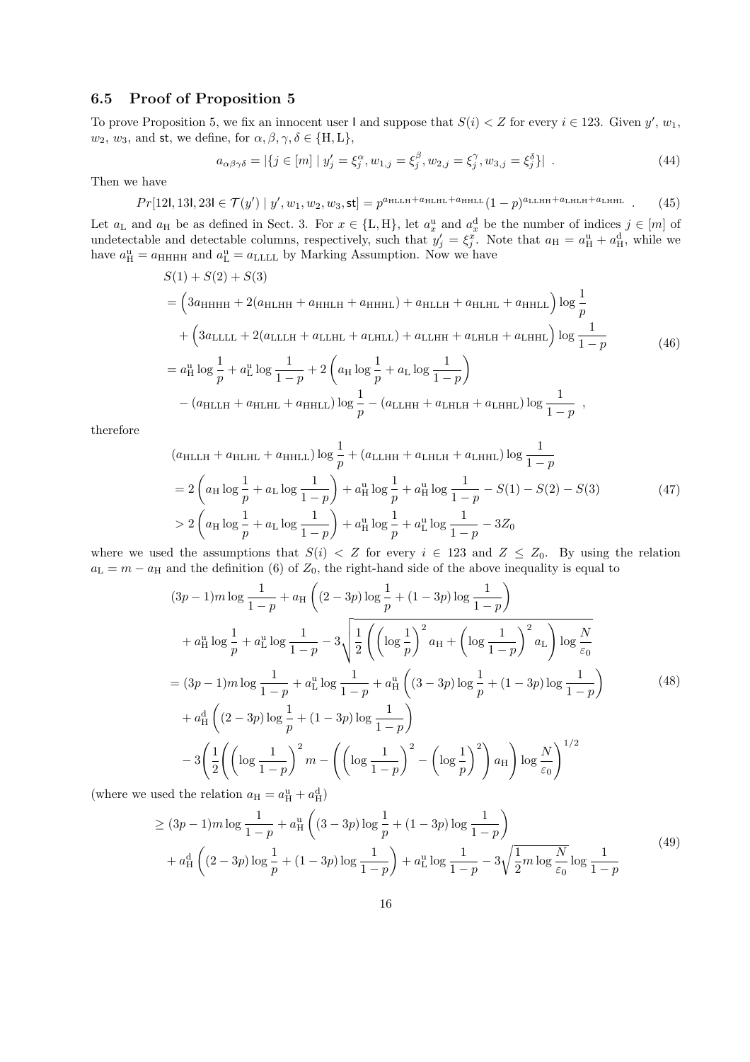### 6.5 Proof of Proposition 5

To prove Proposition 5, we fix an innocent user $\mathsf{I}$ and suppose that $S(i) < Z$ for every $i \in 123$. Given $y'$, $w_1$, $w_2$, $w_3$, and $\mathsf{st}$, we define, for $\alpha, \beta, \gamma, \delta \in \{\mathrm{H}, \mathrm{L}\}$,

$$a_{\alpha\beta\gamma\delta} = |\{j \in [m] \mid y'_j = \xi_j^{\alpha}, w_{1,j} = \xi_j^{\beta}, w_{2,j} = \xi_j^{\gamma}, w_{3,j} = \xi_j^{\delta}\}| \ . \tag{44}$$

Then we have

$$Pr[12\mathsf{I}, 13\mathsf{I}, 23\mathsf{I} \in \mathcal{T}(y') \mid y', w_1, w_2, w_3, \mathsf{st}] = p^{a_{\mathrm{HLLH}}+a_{\mathrm{HLHL}}+a_{\mathrm{HHLL}}}(1-p)^{a_{\mathrm{LLHH}}+a_{\mathrm{LHLH}}+a_{\mathrm{LHHL}}} \ . \tag{45}$$

Let $a_{\mathrm{L}}$ and $a_{\mathrm{H}}$ be as defined in Sect. 3. For $x \in \{\mathrm{L}, \mathrm{H}\}$, let $a_x^{\mathrm{u}}$ and $a_x^{\mathrm{d}}$ be the number of indices $j \in [m]$ of undetectable and detectable columns, respectively, such that $y'_j = \xi_j^x$. Note that $a_{\mathrm{H}} = a_{\mathrm{H}}^{\mathrm{u}} + a_{\mathrm{H}}^{\mathrm{d}}$, while we have $a_{\mathrm{H}}^{\mathrm{u}} = a_{\mathrm{HHHH}}$ and $a_{\mathrm{L}}^{\mathrm{u}} = a_{\mathrm{LLLL}}$ by Marking Assumption. Now we have

$$\begin{aligned}
&S(1) + S(2) + S(3) \\
&= \Big(3a_{\mathrm{HHHH}} + 2(a_{\mathrm{HLHH}} + a_{\mathrm{HHLH}} + a_{\mathrm{HHHL}}) + a_{\mathrm{HLLH}} + a_{\mathrm{HLHL}} + a_{\mathrm{HHLL}}\Big) \log \frac{1}{p} \\
&\quad + \Big(3a_{\mathrm{LLLL}} + 2(a_{\mathrm{LLLH}} + a_{\mathrm{LLHL}} + a_{\mathrm{LHLL}}) + a_{\mathrm{LLHH}} + a_{\mathrm{LHLH}} + a_{\mathrm{LHHL}}\Big) \log \frac{1}{1-p} \\
&= a_{\mathrm{H}}^{\mathrm{u}} \log \frac{1}{p} + a_{\mathrm{L}}^{\mathrm{u}} \log \frac{1}{1-p} + 2\left(a_{\mathrm{H}} \log \frac{1}{p} + a_{\mathrm{L}} \log \frac{1}{1-p}\right) \\
&\quad - (a_{\mathrm{HLLH}} + a_{\mathrm{HLHL}} + a_{\mathrm{HHLL}}) \log \frac{1}{p} - (a_{\mathrm{LLHH}} + a_{\mathrm{LHLH}} + a_{\mathrm{LHHL}}) \log \frac{1}{1-p} \ ,
\end{aligned} \tag{46}$$

therefore

$$\begin{aligned}
&(a_{\mathrm{HLLH}} + a_{\mathrm{HLHL}} + a_{\mathrm{HHLL}}) \log \frac{1}{p} + (a_{\mathrm{LLHH}} + a_{\mathrm{LHLH}} + a_{\mathrm{LHHL}}) \log \frac{1}{1-p} \\
&= 2\left(a_{\mathrm{H}} \log \frac{1}{p} + a_{\mathrm{L}} \log \frac{1}{1-p}\right) + a_{\mathrm{H}}^{\mathrm{u}} \log \frac{1}{p} + a_{\mathrm{H}}^{\mathrm{u}} \log \frac{1}{1-p} - S(1) - S(2) - S(3) \\
&> 2\left(a_{\mathrm{H}} \log \frac{1}{p} + a_{\mathrm{L}} \log \frac{1}{1-p}\right) + a_{\mathrm{H}}^{\mathrm{u}} \log \frac{1}{p} + a_{\mathrm{L}}^{\mathrm{u}} \log \frac{1}{1-p} - 3Z_0
\end{aligned} \tag{47}$$

where we used the assumptions that $S(i) < Z$ for every $i \in 123$ and $Z \leq Z_0$. By using the relation $a_{\mathrm{L}} = m - a_{\mathrm{H}}$ and the definition (6) of $Z_0$, the right-hand side of the above inequality is equal to

$$\begin{aligned}
&(3p-1)m \log \frac{1}{1-p} + a_{\mathrm{H}} \left((2-3p) \log \frac{1}{p} + (1-3p) \log \frac{1}{1-p}\right) \\
&\quad + a_{\mathrm{H}}^{\mathrm{u}} \log \frac{1}{p} + a_{\mathrm{L}}^{\mathrm{u}} \log \frac{1}{1-p} - 3\sqrt{\frac{1}{2}\left(\left(\log \frac{1}{p}\right)^2 a_{\mathrm{H}} + \left(\log \frac{1}{1-p}\right)^2 a_{\mathrm{L}}\right) \log \frac{N}{\varepsilon_0}} \\
&= (3p-1)m \log \frac{1}{1-p} + a_{\mathrm{L}}^{\mathrm{u}} \log \frac{1}{1-p} + a_{\mathrm{H}}^{\mathrm{u}} \left((3-3p) \log \frac{1}{p} + (1-3p) \log \frac{1}{1-p}\right) \\
&\quad + a_{\mathrm{H}}^{\mathrm{d}} \left((2-3p) \log \frac{1}{p} + (1-3p) \log \frac{1}{1-p}\right) \\
&\quad - 3\left(\frac{1}{2}\left(\left(\log \frac{1}{1-p}\right)^2 m - \left(\left(\log \frac{1}{1-p}\right)^2 - \left(\log \frac{1}{p}\right)^2\right) a_{\mathrm{H}}\right) \log \frac{N}{\varepsilon_0}\right)^{1/2}
\end{aligned} \tag{48}$$

(where we used the relation $a_{\mathrm{H}} = a_{\mathrm{H}}^{\mathrm{u}} + a_{\mathrm{H}}^{\mathrm{d}}$)

$$\begin{aligned}
&\geq (3p-1)m \log \frac{1}{1-p} + a_{\mathrm{H}}^{\mathrm{u}} \left((3-3p) \log \frac{1}{p} + (1-3p) \log \frac{1}{1-p}\right) \\
&\quad + a_{\mathrm{H}}^{\mathrm{d}} \left((2-3p) \log \frac{1}{p} + (1-3p) \log \frac{1}{1-p}\right) + a_{\mathrm{L}}^{\mathrm{u}} \log \frac{1}{1-p} - 3\sqrt{\frac{1}{2} m \log \frac{N}{\varepsilon_0}} \log \frac{1}{1-p}
\end{aligned} \tag{49}$$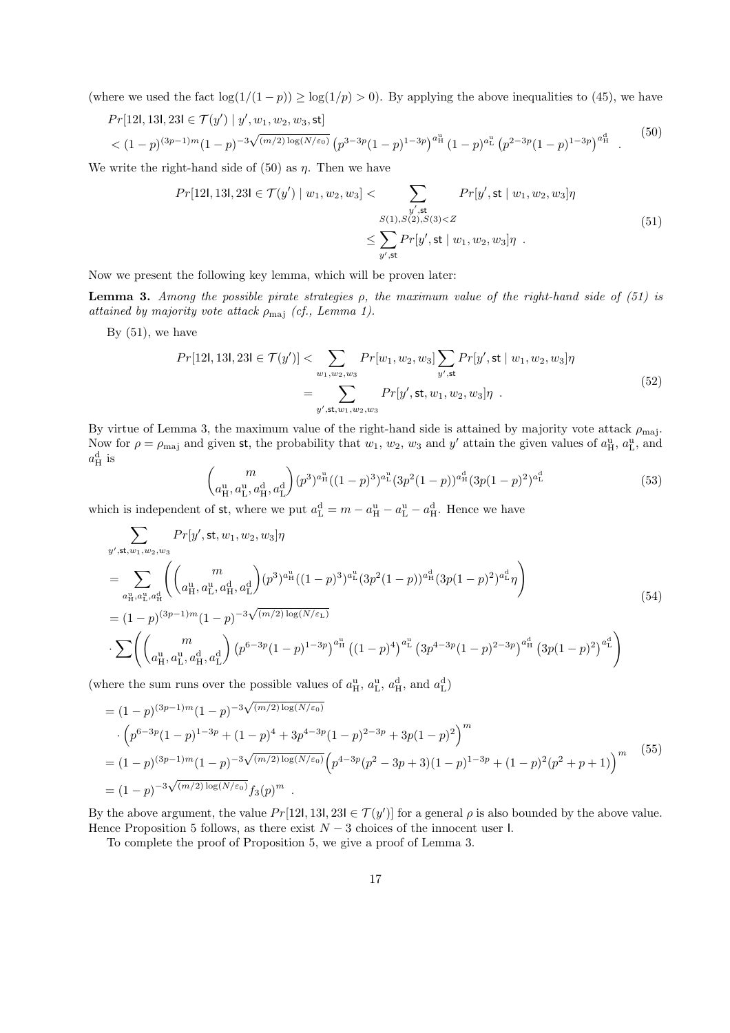(where we used the fact $\log(1/(1-p)) \geq \log(1/p) > 0$). By applying the above inequalities to (45), we have

$$
\begin{aligned}
&Pr[12\mathsf{l}, 13\mathsf{l}, 23\mathsf{l} \in \mathcal{T}(y') \mid y', w_1, w_2, w_3, \mathsf{st}] \\
&< (1-p)^{(3p-1)m}(1-p)^{-3\sqrt{(m/2)\log(N/\varepsilon_0)}} \left(p^{3-3p}(1-p)^{1-3p}\right)^{a_{\mathrm{H}}^{\mathrm{u}}} (1-p)^{a_{\mathrm{L}}^{\mathrm{u}}} \left(p^{2-3p}(1-p)^{1-3p}\right)^{a_{\mathrm{H}}^{\mathrm{d}}} \ .
\end{aligned}
\tag{50}
$$

We write the right-hand side of (50) as $\eta$. Then we have

$$
\begin{aligned}
Pr[12\mathsf{l}, 13\mathsf{l}, 23\mathsf{l} \in \mathcal{T}(y') \mid w_1, w_2, w_3] &< \sum_{\substack{y', \mathsf{st} \\ S(1), S(2), S(3) < Z}} Pr[y', \mathsf{st} \mid w_1, w_2, w_3]\eta \\
&\leq \sum_{y', \mathsf{st}} Pr[y', \mathsf{st} \mid w_1, w_2, w_3]\eta \ .
\end{aligned}
\tag{51}
$$

Now we present the following key lemma, which will be proven later:

**Lemma 3.** *Among the possible pirate strategies $\rho$, the maximum value of the right-hand side of (51) is attained by majority vote attack $\rho_{\mathrm{maj}}$ (cf., Lemma 1).*

By (51), we have

$$
\begin{aligned}
Pr[12\mathsf{l}, 13\mathsf{l}, 23\mathsf{l} \in \mathcal{T}(y')] &< \sum_{w_1, w_2, w_3} Pr[w_1, w_2, w_3] \sum_{y', \mathsf{st}} Pr[y', \mathsf{st} \mid w_1, w_2, w_3]\eta \\
&= \sum_{y', \mathsf{st}, w_1, w_2, w_3} Pr[y', \mathsf{st}, w_1, w_2, w_3]\eta \ .
\end{aligned}
\tag{52}
$$

By virtue of Lemma 3, the maximum value of the right-hand side is attained by majority vote attack $\rho_{\mathrm{maj}}$. Now for $\rho = \rho_{\mathrm{maj}}$ and given $\mathsf{st}$, the probability that $w_1$, $w_2$, $w_3$ and $y'$ attain the given values of $a_{\mathrm{H}}^{\mathrm{u}}$, $a_{\mathrm{L}}^{\mathrm{u}}$, and $a_{\mathrm{H}}^{\mathrm{d}}$ is

$$
\binom{m}{a_{\mathrm{H}}^{\mathrm{u}}, a_{\mathrm{L}}^{\mathrm{u}}, a_{\mathrm{H}}^{\mathrm{d}}, a_{\mathrm{L}}^{\mathrm{d}}} (p^3)^{a_{\mathrm{H}}^{\mathrm{u}}} ((1-p)^3)^{a_{\mathrm{L}}^{\mathrm{u}}} (3p^2(1-p))^{a_{\mathrm{H}}^{\mathrm{d}}} (3p(1-p)^2)^{a_{\mathrm{L}}^{\mathrm{d}}}
\tag{53}
$$

which is independent of $\mathsf{st}$, where we put $a_{\mathrm{L}}^{\mathrm{d}} = m - a_{\mathrm{H}}^{\mathrm{u}} - a_{\mathrm{L}}^{\mathrm{u}} - a_{\mathrm{H}}^{\mathrm{d}}$. Hence we have

$$
\begin{aligned}
&\sum_{y', \mathsf{st}, w_1, w_2, w_3} Pr[y', \mathsf{st}, w_1, w_2, w_3]\eta \\
&= \sum_{a_{\mathrm{H}}^{\mathrm{u}}, a_{\mathrm{L}}^{\mathrm{u}}, a_{\mathrm{H}}^{\mathrm{d}}} \left( \binom{m}{a_{\mathrm{H}}^{\mathrm{u}}, a_{\mathrm{L}}^{\mathrm{u}}, a_{\mathrm{H}}^{\mathrm{d}}, a_{\mathrm{L}}^{\mathrm{d}}} (p^3)^{a_{\mathrm{H}}^{\mathrm{u}}} ((1-p)^3)^{a_{\mathrm{L}}^{\mathrm{u}}} (3p^2(1-p))^{a_{\mathrm{H}}^{\mathrm{d}}} (3p(1-p)^2)^{a_{\mathrm{L}}^{\mathrm{d}}} \eta \right) \\
&= (1-p)^{(3p-1)m}(1-p)^{-3\sqrt{(m/2)\log(N/\varepsilon_{\mathrm{L}})}} \\
&\cdot \sum \left( \binom{m}{a_{\mathrm{H}}^{\mathrm{u}}, a_{\mathrm{L}}^{\mathrm{u}}, a_{\mathrm{H}}^{\mathrm{d}}, a_{\mathrm{L}}^{\mathrm{d}}} \left(p^{6-3p}(1-p)^{1-3p}\right)^{a_{\mathrm{H}}^{\mathrm{u}}} \left((1-p)^4\right)^{a_{\mathrm{L}}^{\mathrm{u}}} \left(3p^{4-3p}(1-p)^{2-3p}\right)^{a_{\mathrm{H}}^{\mathrm{d}}} \left(3p(1-p)^2\right)^{a_{\mathrm{L}}^{\mathrm{d}}} \right)
\end{aligned}
\tag{54}
$$

(where the sum runs over the possible values of $a_{\mathrm{H}}^{\mathrm{u}}$, $a_{\mathrm{L}}^{\mathrm{u}}$, $a_{\mathrm{H}}^{\mathrm{d}}$, and $a_{\mathrm{L}}^{\mathrm{d}}$)

$$
\begin{aligned}
&= (1-p)^{(3p-1)m}(1-p)^{-3\sqrt{(m/2)\log(N/\varepsilon_0)}} \\
&\quad \cdot \left(p^{6-3p}(1-p)^{1-3p} + (1-p)^4 + 3p^{4-3p}(1-p)^{2-3p} + 3p(1-p)^2\right)^m \\
&= (1-p)^{(3p-1)m}(1-p)^{-3\sqrt{(m/2)\log(N/\varepsilon_0)}} \left(p^{4-3p}(p^2-3p+3)(1-p)^{1-3p} + (1-p)^2(p^2+p+1)\right)^m \\
&= (1-p)^{-3\sqrt{(m/2)\log(N/\varepsilon_0)}} f_3(p)^m \ .
\end{aligned}
\tag{55}
$$

By the above argument, the value $Pr[12\mathsf{l}, 13\mathsf{l}, 23\mathsf{l} \in \mathcal{T}(y')]$ for a general $\rho$ is also bounded by the above value. Hence Proposition 5 follows, as there exist $N-3$ choices of the innocent user $\mathsf{l}$.

To complete the proof of Proposition 5, we give a proof of Lemma 3.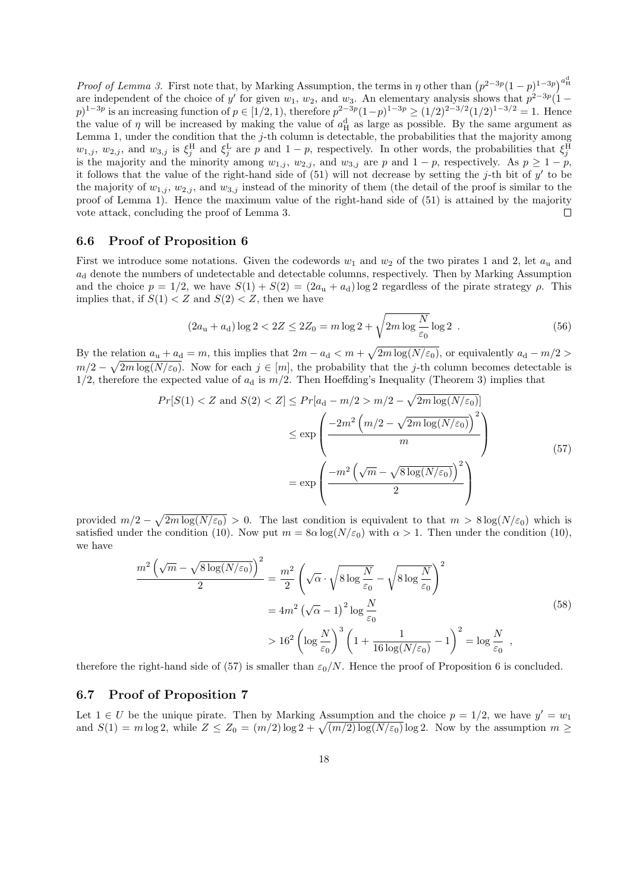*Proof of Lemma 3.* First note that, by Marking Assumption, the terms in $\eta$ other than $\left(p^{2-3p}(1-p)^{1-3p}\right)^{a_{\mathrm{H}}^{\mathrm{d}}}$ are independent of the choice of $y'$ for given $w_1$, $w_2$, and $w_3$. An elementary analysis shows that $p^{2-3p}(1-p)^{1-3p}$ is an increasing function of $p \in [1/2, 1)$, therefore $p^{2-3p}(1-p)^{1-3p} \geq (1/2)^{2-3/2}(1/2)^{1-3/2} = 1$. Hence the value of $\eta$ will be increased by making the value of $a_{\mathrm{H}}^{\mathrm{d}}$ as large as possible. By the same argument as Lemma 1, under the condition that the $j$-th column is detectable, the probabilities that the majority among $w_{1,j}$, $w_{2,j}$, and $w_{3,j}$ is $\xi_j^{\mathrm{H}}$ and $\xi_j^{\mathrm{L}}$ are $p$ and $1-p$, respectively. In other words, the probabilities that $\xi_j^{\mathrm{H}}$ is the majority and the minority among $w_{1,j}$, $w_{2,j}$, and $w_{3,j}$ are $p$ and $1-p$, respectively. As $p \geq 1-p$, it follows that the value of the right-hand side of (51) will not decrease by setting the $j$-th bit of $y'$ to be the majority of $w_{1,j}$, $w_{2,j}$, and $w_{3,j}$ instead of the minority of them (the detail of the proof is similar to the proof of Lemma 1). Hence the maximum value of the right-hand side of (51) is attained by the majority vote attack, concluding the proof of Lemma 3. □

### 6.6 Proof of Proposition 6

First we introduce some notations. Given the codewords $w_1$ and $w_2$ of the two pirates 1 and 2, let $a_{\mathrm{u}}$ and $a_{\mathrm{d}}$ denote the numbers of undetectable and detectable columns, respectively. Then by Marking Assumption and the choice $p = 1/2$, we have $S(1) + S(2) = (2a_{\mathrm{u}} + a_{\mathrm{d}}) \log 2$ regardless of the pirate strategy $\rho$. This implies that, if $S(1) < Z$ and $S(2) < Z$, then we have

$$(2a_{\mathrm{u}} + a_{\mathrm{d}}) \log 2 < 2Z \leq 2Z_0 = m \log 2 + \sqrt{2m \log \frac{N}{\varepsilon_0}} \log 2 \ . \tag{56}$$

By the relation $a_{\mathrm{u}} + a_{\mathrm{d}} = m$, this implies that $2m - a_{\mathrm{d}} < m + \sqrt{2m \log(N/\varepsilon_0)}$, or equivalently $a_{\mathrm{d}} - m/2 > m/2 - \sqrt{2m \log(N/\varepsilon_0)}$. Now for each $j \in [m]$, the probability that the $j$-th column becomes detectable is $1/2$, therefore the expected value of $a_{\mathrm{d}}$ is $m/2$. Then Hoeffding's Inequality (Theorem 3) implies that

$$\begin{aligned}
Pr[S(1) < Z \text{ and } S(2) < Z] &\leq Pr[a_{\mathrm{d}} - m/2 > m/2 - \sqrt{2m \log(N/\varepsilon_0)}] \\
&\leq \exp\left( \frac{-2m^2 \left( m/2 - \sqrt{2m \log(N/\varepsilon_0)} \right)^2}{m} \right) \\
&= \exp\left( \frac{-m^2 \left( \sqrt{m} - \sqrt{8 \log(N/\varepsilon_0)} \right)^2}{2} \right)
\end{aligned} \tag{57}$$

provided $m/2 - \sqrt{2m \log(N/\varepsilon_0)} > 0$. The last condition is equivalent to that $m > 8 \log(N/\varepsilon_0)$ which is satisfied under the condition (10). Now put $m = 8\alpha \log(N/\varepsilon_0)$ with $\alpha > 1$. Then under the condition (10), we have

$$\begin{aligned}
\frac{m^2 \left( \sqrt{m} - \sqrt{8 \log(N/\varepsilon_0)} \right)^2}{2} &= \frac{m^2}{2} \left( \sqrt{\alpha} \cdot \sqrt{8 \log \frac{N}{\varepsilon_0}} - \sqrt{8 \log \frac{N}{\varepsilon_0}} \right)^2 \\
&= 4m^2 \left( \sqrt{\alpha} - 1 \right)^2 \log \frac{N}{\varepsilon_0} \\
&> 16^2 \left( \log \frac{N}{\varepsilon_0} \right)^3 \left( 1 + \frac{1}{16 \log(N/\varepsilon_0)} - 1 \right)^2 = \log \frac{N}{\varepsilon_0} \ ,
\end{aligned} \tag{58}$$

therefore the right-hand side of (57) is smaller than $\varepsilon_0/N$. Hence the proof of Proposition 6 is concluded.

### 6.7 Proof of Proposition 7

Let $1 \in U$ be the unique pirate. Then by Marking Assumption and the choice $p = 1/2$, we have $y' = w_1$ and $S(1) = m \log 2$, while $Z \leq Z_0 = (m/2) \log 2 + \sqrt{(m/2) \log(N/\varepsilon_0)} \log 2$. Now by the assumption $m \geq$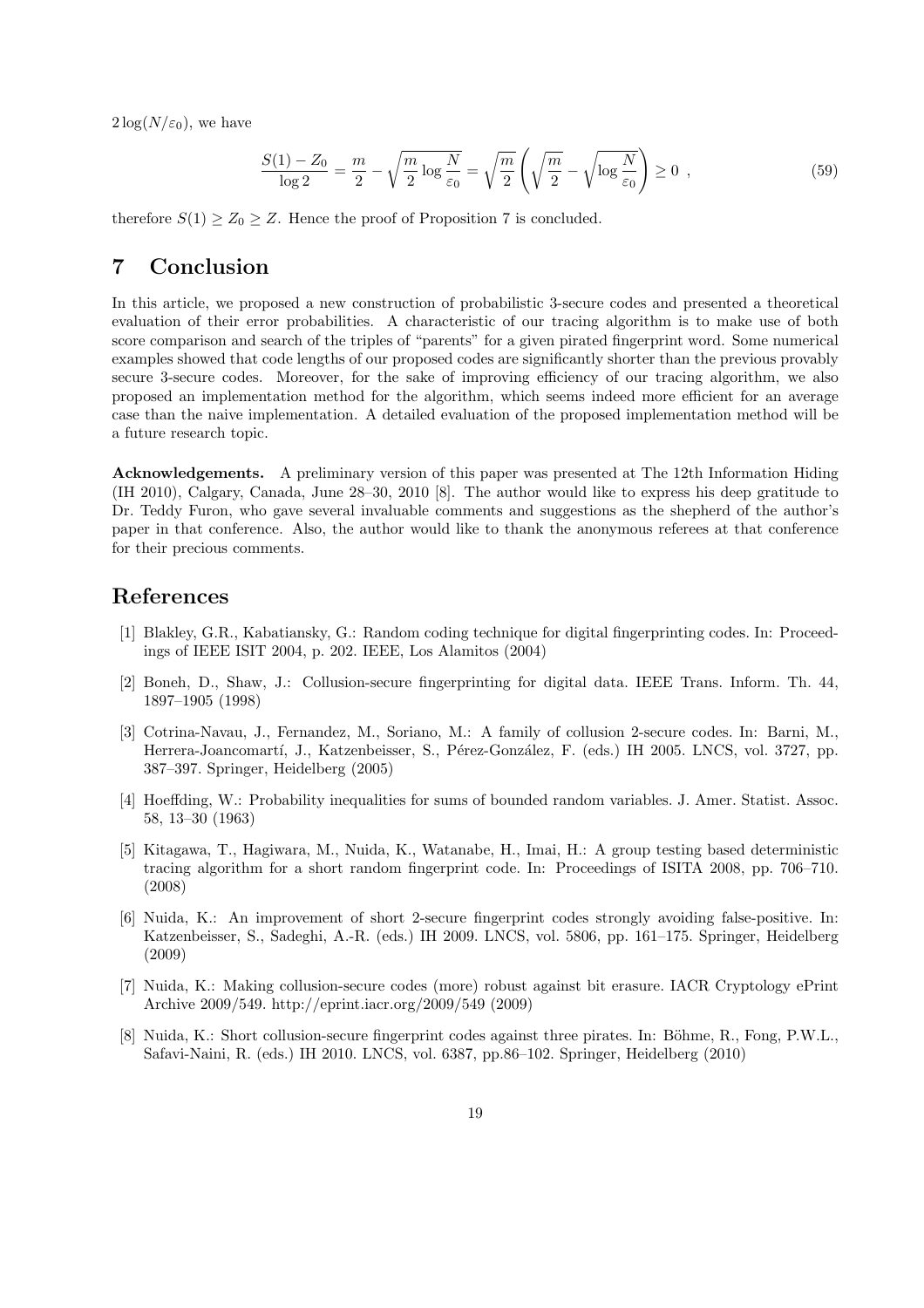$2\log(N/\varepsilon_0)$, we have

$$\frac{S(1) - Z_0}{\log 2} = \frac{m}{2} - \sqrt{\frac{m}{2}\log\frac{N}{\varepsilon_0}} = \sqrt{\frac{m}{2}}\left(\sqrt{\frac{m}{2}} - \sqrt{\log\frac{N}{\varepsilon_0}}\right) \geq 0 \enspace , \tag{59}$$

therefore $S(1) \geq Z_0 \geq Z$. Hence the proof of Proposition 7 is concluded.

# 7 Conclusion

In this article, we proposed a new construction of probabilistic 3-secure codes and presented a theoretical evaluation of their error probabilities. A characteristic of our tracing algorithm is to make use of both score comparison and search of the triples of "parents" for a given pirated fingerprint word. Some numerical examples showed that code lengths of our proposed codes are significantly shorter than the previous provably secure 3-secure codes. Moreover, for the sake of improving efficiency of our tracing algorithm, we also proposed an implementation method for the algorithm, which seems indeed more efficient for an average case than the naive implementation. A detailed evaluation of the proposed implementation method will be a future research topic.

**Acknowledgements.** A preliminary version of this paper was presented at The 12th Information Hiding (IH 2010), Calgary, Canada, June 28–30, 2010 [8]. The author would like to express his deep gratitude to Dr. Teddy Furon, who gave several invaluable comments and suggestions as the shepherd of the author's paper in that conference. Also, the author would like to thank the anonymous referees at that conference for their precious comments.

# References

[1] Blakley, G.R., Kabatiansky, G.: Random coding technique for digital fingerprinting codes. In: Proceedings of IEEE ISIT 2004, p. 202. IEEE, Los Alamitos (2004)

[2] Boneh, D., Shaw, J.: Collusion-secure fingerprinting for digital data. IEEE Trans. Inform. Th. 44, 1897–1905 (1998)

[3] Cotrina-Navau, J., Fernandez, M., Soriano, M.: A family of collusion 2-secure codes. In: Barni, M., Herrera-Joancomartí, J., Katzenbeisser, S., Pérez-González, F. (eds.) IH 2005. LNCS, vol. 3727, pp. 387–397. Springer, Heidelberg (2005)

[4] Hoeffding, W.: Probability inequalities for sums of bounded random variables. J. Amer. Statist. Assoc. 58, 13–30 (1963)

[5] Kitagawa, T., Hagiwara, M., Nuida, K., Watanabe, H., Imai, H.: A group testing based deterministic tracing algorithm for a short random fingerprint code. In: Proceedings of ISITA 2008, pp. 706–710. (2008)

[6] Nuida, K.: An improvement of short 2-secure fingerprint codes strongly avoiding false-positive. In: Katzenbeisser, S., Sadeghi, A.-R. (eds.) IH 2009. LNCS, vol. 5806, pp. 161–175. Springer, Heidelberg (2009)

[7] Nuida, K.: Making collusion-secure codes (more) robust against bit erasure. IACR Cryptology ePrint Archive 2009/549. http://eprint.iacr.org/2009/549 (2009)

[8] Nuida, K.: Short collusion-secure fingerprint codes against three pirates. In: Böhme, R., Fong, P.W.L., Safavi-Naini, R. (eds.) IH 2010. LNCS, vol. 6387, pp.86–102. Springer, Heidelberg (2010)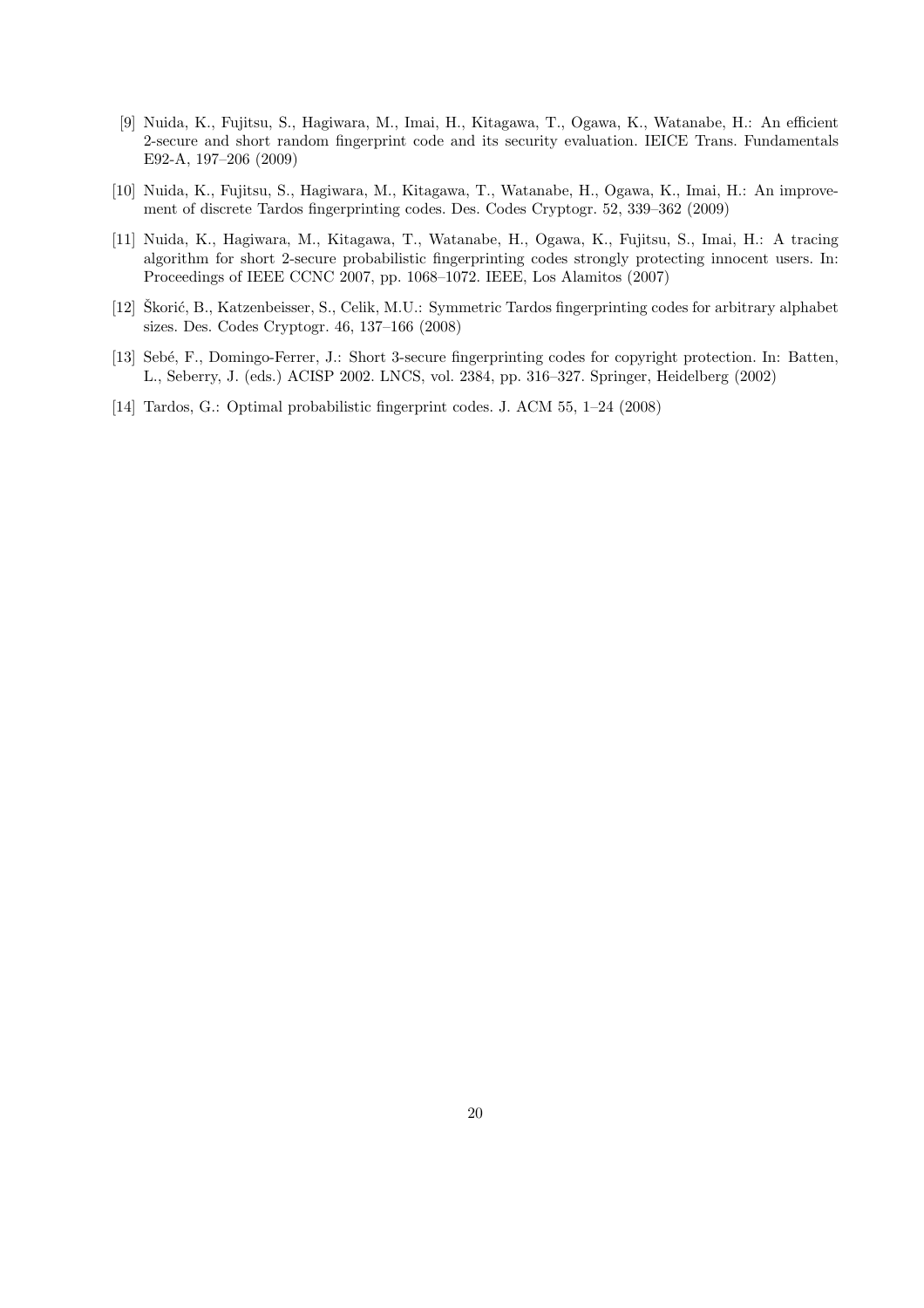[9] Nuida, K., Fujitsu, S., Hagiwara, M., Imai, H., Kitagawa, T., Ogawa, K., Watanabe, H.: An efficient 2-secure and short random fingerprint code and its security evaluation. IEICE Trans. Fundamentals E92-A, 197–206 (2009)

[10] Nuida, K., Fujitsu, S., Hagiwara, M., Kitagawa, T., Watanabe, H., Ogawa, K., Imai, H.: An improvement of discrete Tardos fingerprinting codes. Des. Codes Cryptogr. 52, 339–362 (2009)

[11] Nuida, K., Hagiwara, M., Kitagawa, T., Watanabe, H., Ogawa, K., Fujitsu, S., Imai, H.: A tracing algorithm for short 2-secure probabilistic fingerprinting codes strongly protecting innocent users. In: Proceedings of IEEE CCNC 2007, pp. 1068–1072. IEEE, Los Alamitos (2007)

[12] Škorić, B., Katzenbeisser, S., Celik, M.U.: Symmetric Tardos fingerprinting codes for arbitrary alphabet sizes. Des. Codes Cryptogr. 46, 137–166 (2008)

[13] Sebé, F., Domingo-Ferrer, J.: Short 3-secure fingerprinting codes for copyright protection. In: Batten, L., Seberry, J. (eds.) ACISP 2002. LNCS, vol. 2384, pp. 316–327. Springer, Heidelberg (2002)

[14] Tardos, G.: Optimal probabilistic fingerprint codes. J. ACM 55, 1–24 (2008)